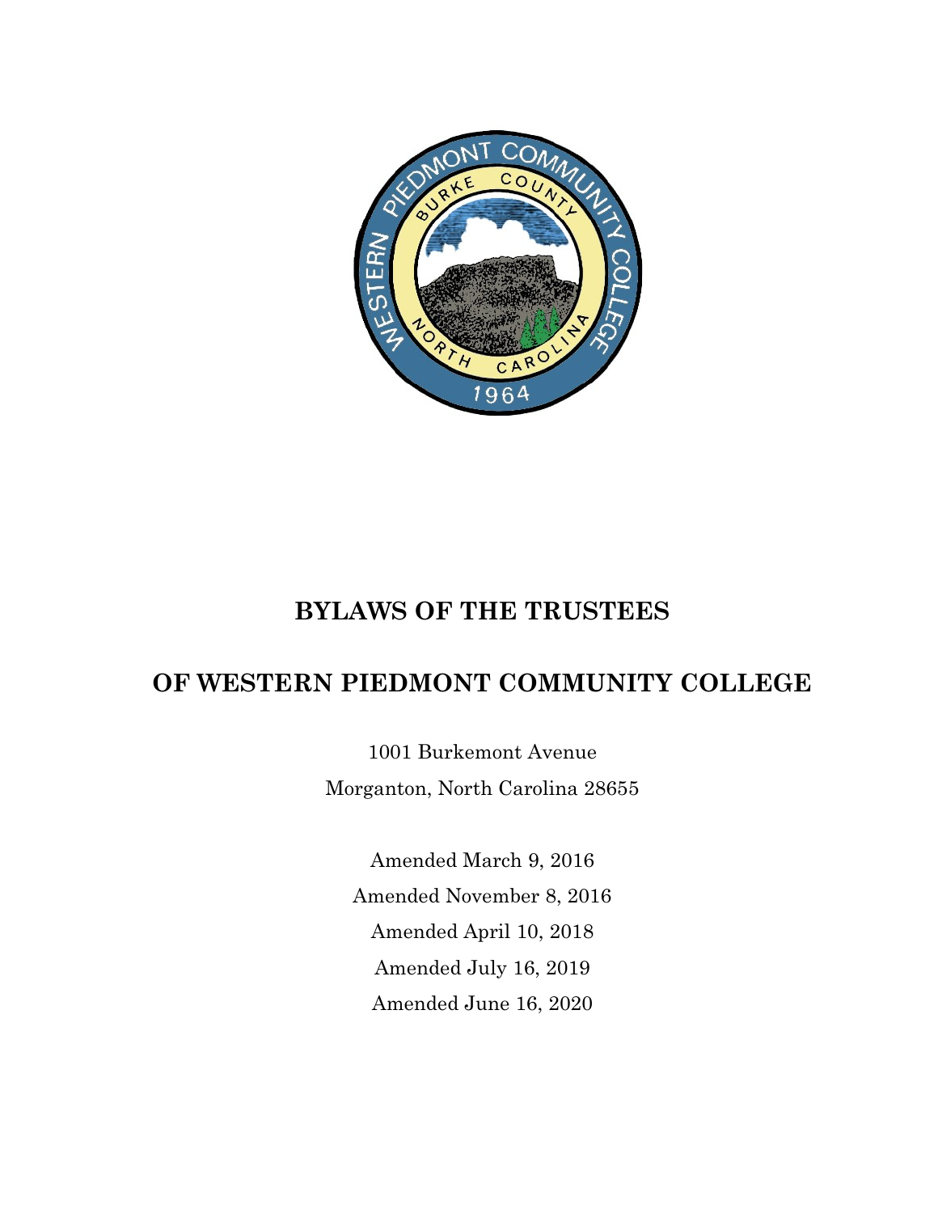# BYLAWS OF THE TRUSTEES

# OF WESTERN PIEDMONT COMMUNITY COLLEGE

1001 Burkemont Avenue

Morganton, North Carolina 28655

Amended March 9, 2016

Amended November 8, 2016

Amended April 10, 2018

Amended July 16, 2019

Amended June 16, 2020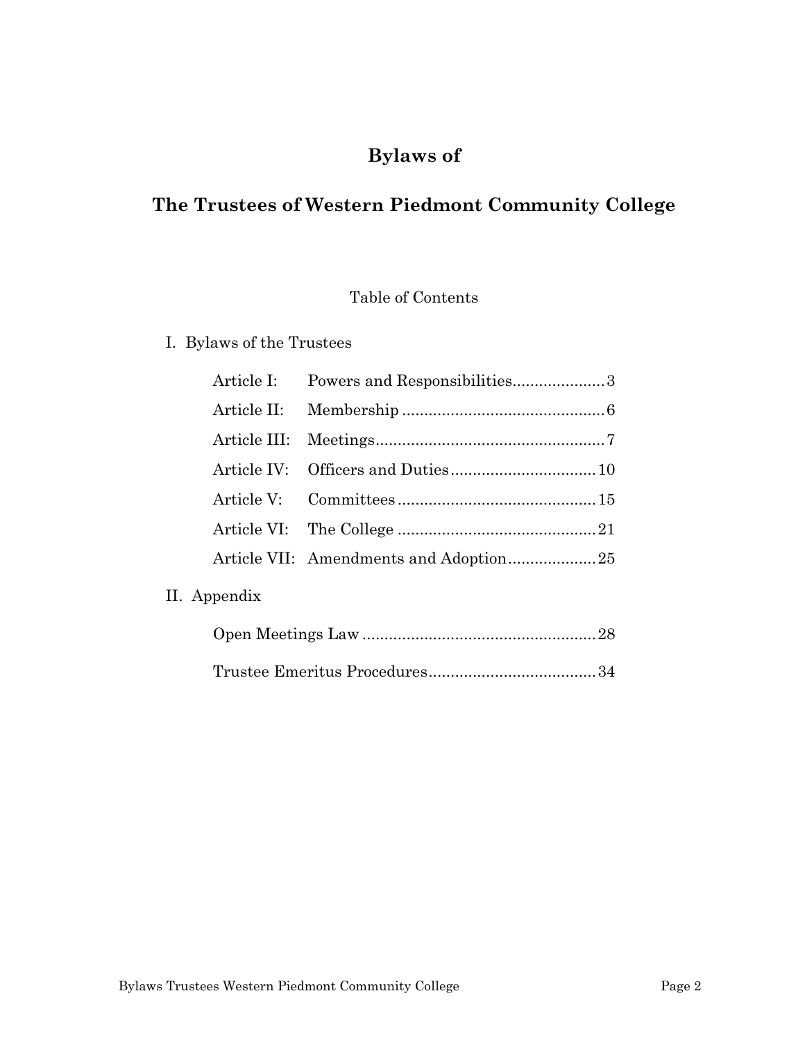# Bylaws of

# The Trustees of Western Piedmont Community College

Table of Contents

I. Bylaws of the Trustees

| | | |
|---|---|---|
| Article I: | Powers and Responsibilities | 3 |
| Article II: | Membership | 6 |
| Article III: | Meetings | 7 |
| Article IV: | Officers and Duties | 10 |
| Article V: | Committees | 15 |
| Article VI: | The College | 21 |
| Article VII: | Amendments and Adoption | 25 |

II. Appendix

| | |
|---|---|
| Open Meetings Law | 28 |
| Trustee Emeritus Procedures | 34 |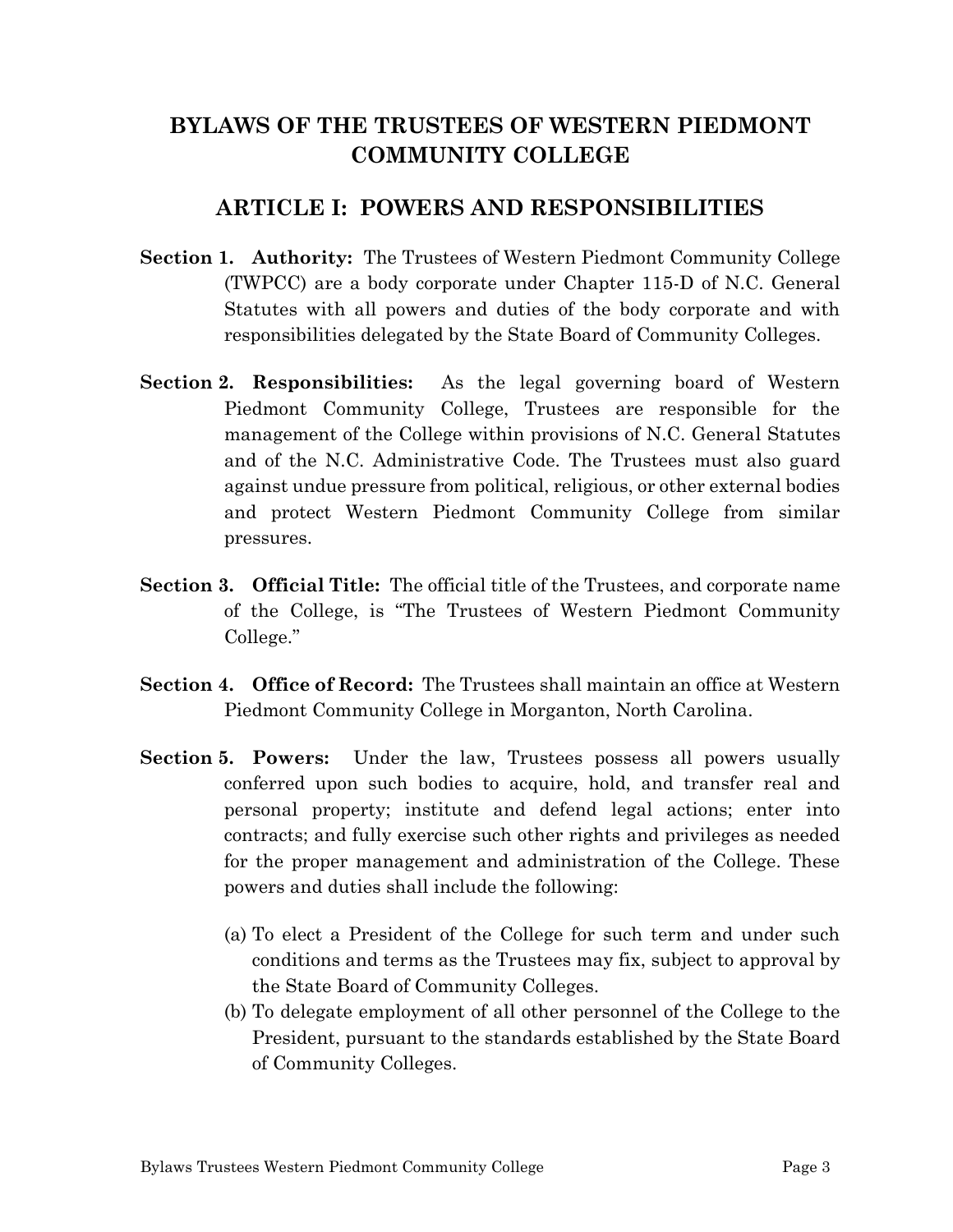# BYLAWS OF THE TRUSTEES OF WESTERN PIEDMONT COMMUNITY COLLEGE

## ARTICLE I: POWERS AND RESPONSIBILITIES

**Section 1. Authority:** The Trustees of Western Piedmont Community College (TWPCC) are a body corporate under Chapter 115-D of N.C. General Statutes with all powers and duties of the body corporate and with responsibilities delegated by the State Board of Community Colleges.

**Section 2. Responsibilities:** As the legal governing board of Western Piedmont Community College, Trustees are responsible for the management of the College within provisions of N.C. General Statutes and of the N.C. Administrative Code. The Trustees must also guard against undue pressure from political, religious, or other external bodies and protect Western Piedmont Community College from similar pressures.

**Section 3. Official Title:** The official title of the Trustees, and corporate name of the College, is "The Trustees of Western Piedmont Community College."

**Section 4. Office of Record:** The Trustees shall maintain an office at Western Piedmont Community College in Morganton, North Carolina.

**Section 5. Powers:** Under the law, Trustees possess all powers usually conferred upon such bodies to acquire, hold, and transfer real and personal property; institute and defend legal actions; enter into contracts; and fully exercise such other rights and privileges as needed for the proper management and administration of the College. These powers and duties shall include the following:

(a) To elect a President of the College for such term and under such conditions and terms as the Trustees may fix, subject to approval by the State Board of Community Colleges.

(b) To delegate employment of all other personnel of the College to the President, pursuant to the standards established by the State Board of Community Colleges.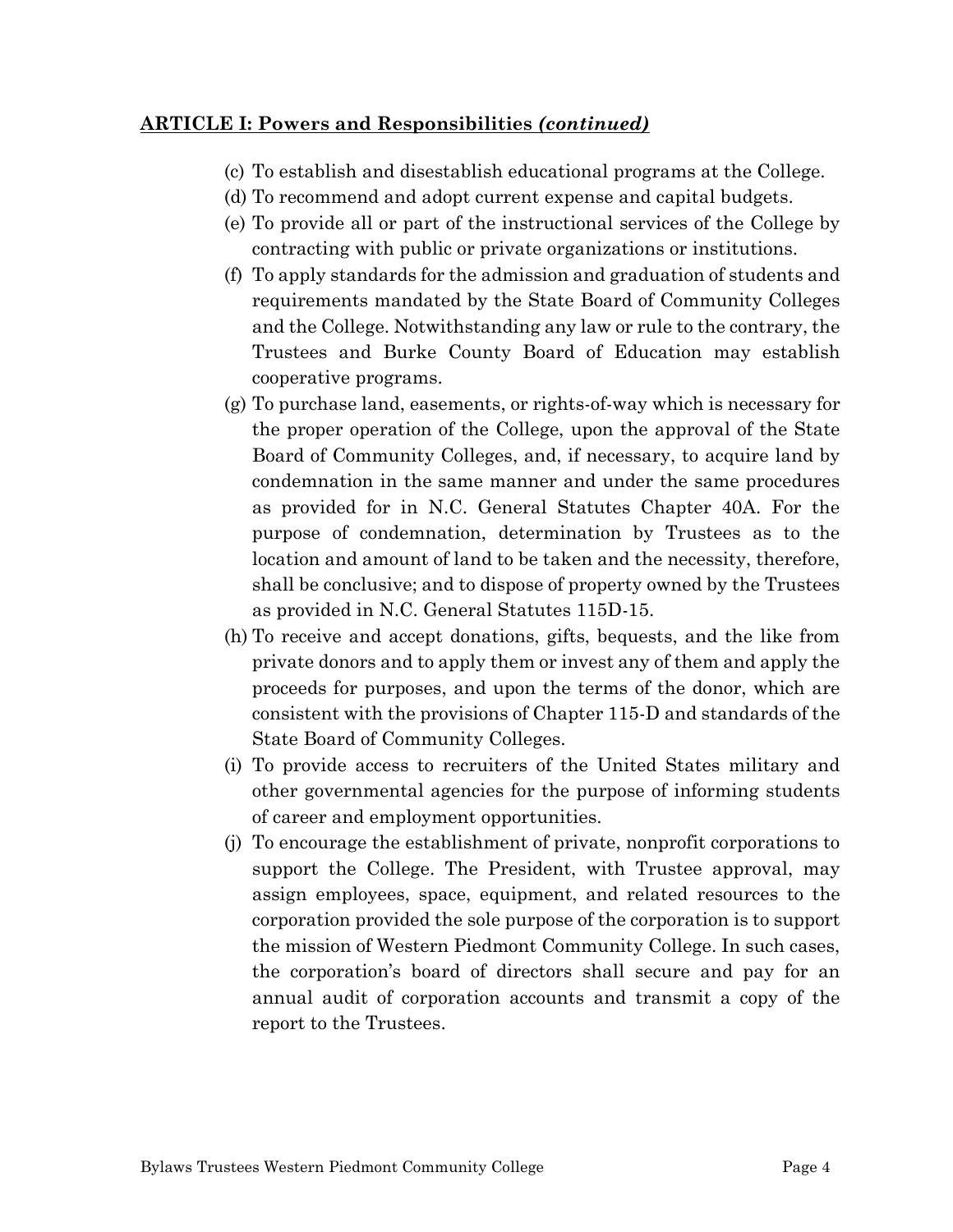**ARTICLE I: Powers and Responsibilities *(continued)***

(c) To establish and disestablish educational programs at the College.

(d) To recommend and adopt current expense and capital budgets.

(e) To provide all or part of the instructional services of the College by contracting with public or private organizations or institutions.

(f) To apply standards for the admission and graduation of students and requirements mandated by the State Board of Community Colleges and the College. Notwithstanding any law or rule to the contrary, the Trustees and Burke County Board of Education may establish cooperative programs.

(g) To purchase land, easements, or rights-of-way which is necessary for the proper operation of the College, upon the approval of the State Board of Community Colleges, and, if necessary, to acquire land by condemnation in the same manner and under the same procedures as provided for in N.C. General Statutes Chapter 40A. For the purpose of condemnation, determination by Trustees as to the location and amount of land to be taken and the necessity, therefore, shall be conclusive; and to dispose of property owned by the Trustees as provided in N.C. General Statutes 115D-15.

(h) To receive and accept donations, gifts, bequests, and the like from private donors and to apply them or invest any of them and apply the proceeds for purposes, and upon the terms of the donor, which are consistent with the provisions of Chapter 115-D and standards of the State Board of Community Colleges.

(i) To provide access to recruiters of the United States military and other governmental agencies for the purpose of informing students of career and employment opportunities.

(j) To encourage the establishment of private, nonprofit corporations to support the College. The President, with Trustee approval, may assign employees, space, equipment, and related resources to the corporation provided the sole purpose of the corporation is to support the mission of Western Piedmont Community College. In such cases, the corporation's board of directors shall secure and pay for an annual audit of corporation accounts and transmit a copy of the report to the Trustees.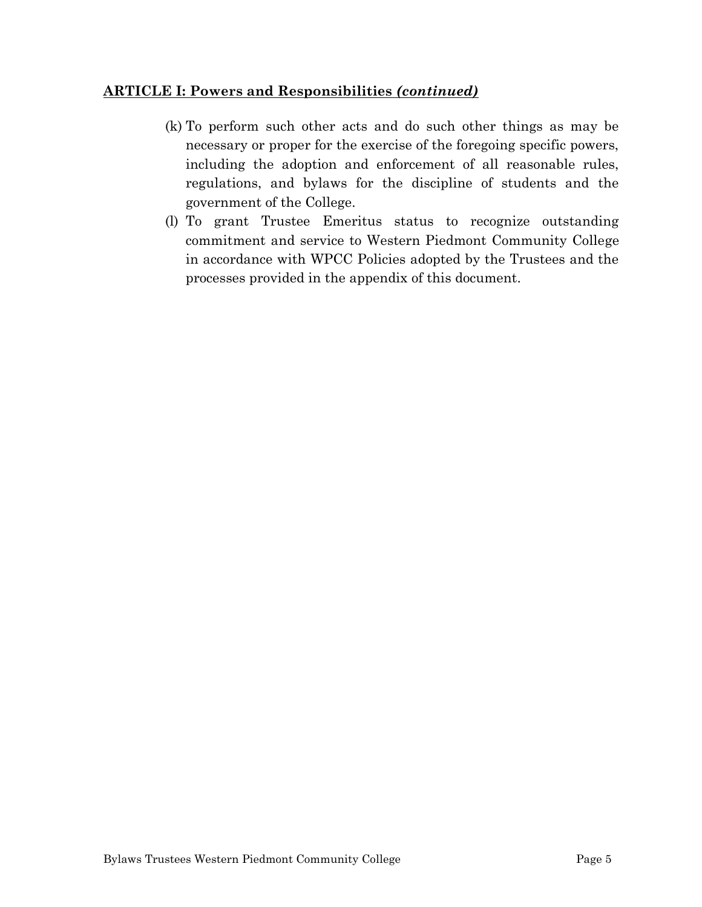**ARTICLE I: Powers and Responsibilities *(continued)***

(k) To perform such other acts and do such other things as may be necessary or proper for the exercise of the foregoing specific powers, including the adoption and enforcement of all reasonable rules, regulations, and bylaws for the discipline of students and the government of the College.

(l) To grant Trustee Emeritus status to recognize outstanding commitment and service to Western Piedmont Community College in accordance with WPCC Policies adopted by the Trustees and the processes provided in the appendix of this document.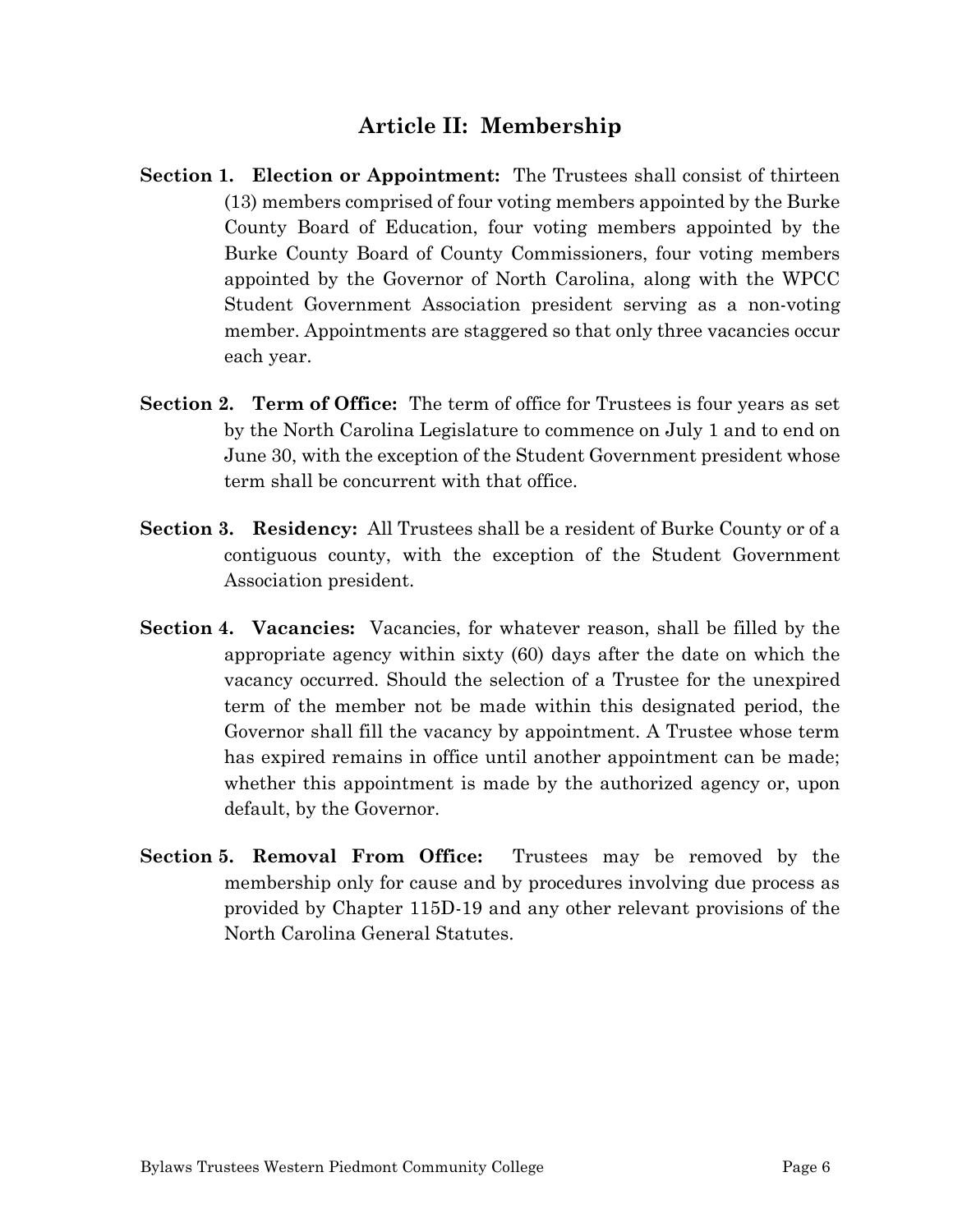## Article II: Membership

**Section 1. Election or Appointment:** The Trustees shall consist of thirteen (13) members comprised of four voting members appointed by the Burke County Board of Education, four voting members appointed by the Burke County Board of County Commissioners, four voting members appointed by the Governor of North Carolina, along with the WPCC Student Government Association president serving as a non-voting member. Appointments are staggered so that only three vacancies occur each year.

**Section 2. Term of Office:** The term of office for Trustees is four years as set by the North Carolina Legislature to commence on July 1 and to end on June 30, with the exception of the Student Government president whose term shall be concurrent with that office.

**Section 3. Residency:** All Trustees shall be a resident of Burke County or of a contiguous county, with the exception of the Student Government Association president.

**Section 4. Vacancies:** Vacancies, for whatever reason, shall be filled by the appropriate agency within sixty (60) days after the date on which the vacancy occurred. Should the selection of a Trustee for the unexpired term of the member not be made within this designated period, the Governor shall fill the vacancy by appointment. A Trustee whose term has expired remains in office until another appointment can be made; whether this appointment is made by the authorized agency or, upon default, by the Governor.

**Section 5. Removal From Office:** Trustees may be removed by the membership only for cause and by procedures involving due process as provided by Chapter 115D-19 and any other relevant provisions of the North Carolina General Statutes.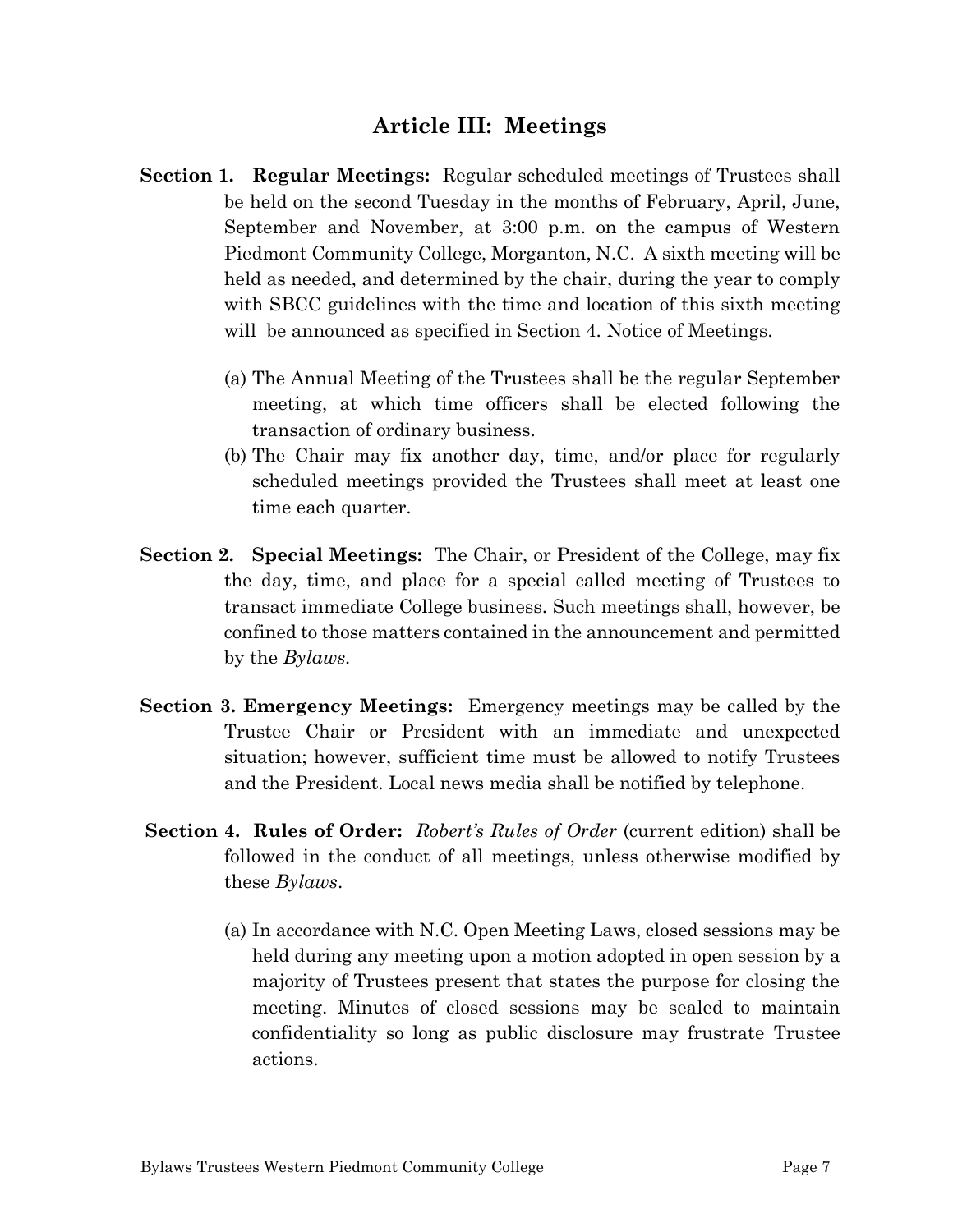## Article III: Meetings

**Section 1. Regular Meetings:** Regular scheduled meetings of Trustees shall be held on the second Tuesday in the months of February, April, June, September and November, at 3:00 p.m. on the campus of Western Piedmont Community College, Morganton, N.C. A sixth meeting will be held as needed, and determined by the chair, during the year to comply with SBCC guidelines with the time and location of this sixth meeting will be announced as specified in Section 4. Notice of Meetings.

(a) The Annual Meeting of the Trustees shall be the regular September meeting, at which time officers shall be elected following the transaction of ordinary business.

(b) The Chair may fix another day, time, and/or place for regularly scheduled meetings provided the Trustees shall meet at least one time each quarter.

**Section 2. Special Meetings:** The Chair, or President of the College, may fix the day, time, and place for a special called meeting of Trustees to transact immediate College business. Such meetings shall, however, be confined to those matters contained in the announcement and permitted by the *Bylaws*.

**Section 3. Emergency Meetings:** Emergency meetings may be called by the Trustee Chair or President with an immediate and unexpected situation; however, sufficient time must be allowed to notify Trustees and the President. Local news media shall be notified by telephone.

**Section 4. Rules of Order:** *Robert's Rules of Order* (current edition) shall be followed in the conduct of all meetings, unless otherwise modified by these *Bylaws*.

(a) In accordance with N.C. Open Meeting Laws, closed sessions may be held during any meeting upon a motion adopted in open session by a majority of Trustees present that states the purpose for closing the meeting. Minutes of closed sessions may be sealed to maintain confidentiality so long as public disclosure may frustrate Trustee actions.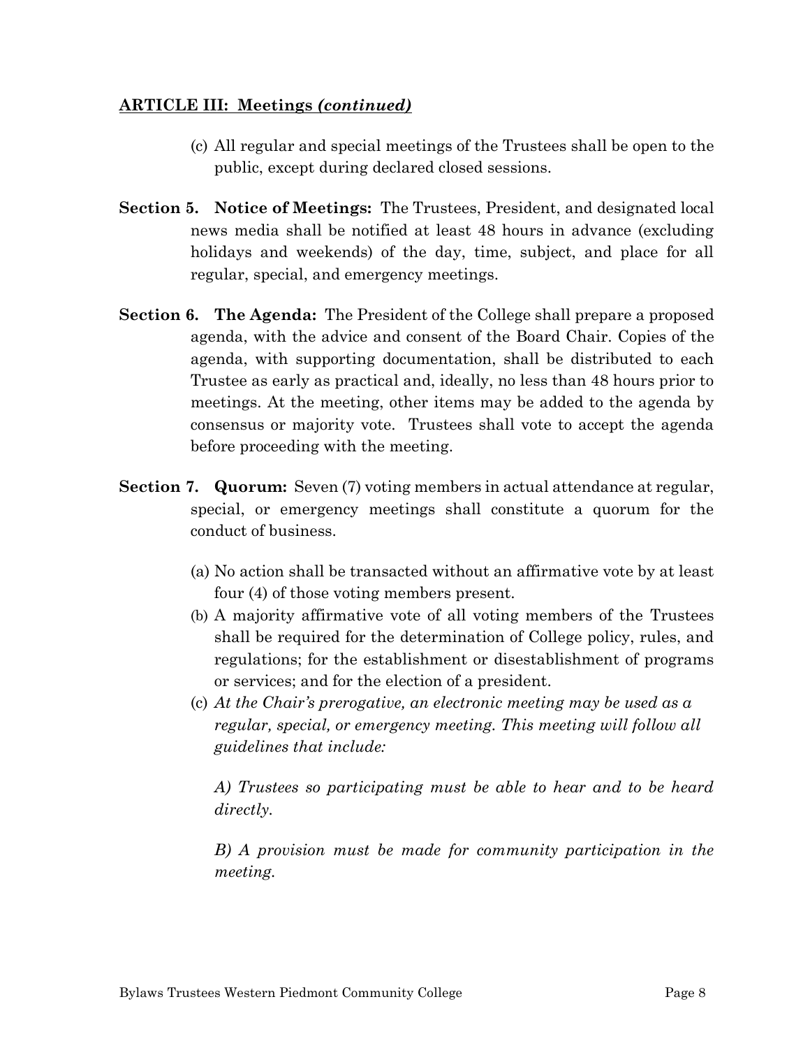**ARTICLE III: Meetings *(continued)***

(c) All regular and special meetings of the Trustees shall be open to the public, except during declared closed sessions.

**Section 5. Notice of Meetings:** The Trustees, President, and designated local news media shall be notified at least 48 hours in advance (excluding holidays and weekends) of the day, time, subject, and place for all regular, special, and emergency meetings.

**Section 6. The Agenda:** The President of the College shall prepare a proposed agenda, with the advice and consent of the Board Chair. Copies of the agenda, with supporting documentation, shall be distributed to each Trustee as early as practical and, ideally, no less than 48 hours prior to meetings. At the meeting, other items may be added to the agenda by consensus or majority vote. Trustees shall vote to accept the agenda before proceeding with the meeting.

**Section 7. Quorum:** Seven (7) voting members in actual attendance at regular, special, or emergency meetings shall constitute a quorum for the conduct of business.

(a) No action shall be transacted without an affirmative vote by at least four (4) of those voting members present.

(b) A majority affirmative vote of all voting members of the Trustees shall be required for the determination of College policy, rules, and regulations; for the establishment or disestablishment of programs or services; and for the election of a president.

(c) *At the Chair's prerogative, an electronic meeting may be used as a regular, special, or emergency meeting. This meeting will follow all guidelines that include:*

*A) Trustees so participating must be able to hear and to be heard directly.*

*B) A provision must be made for community participation in the meeting.*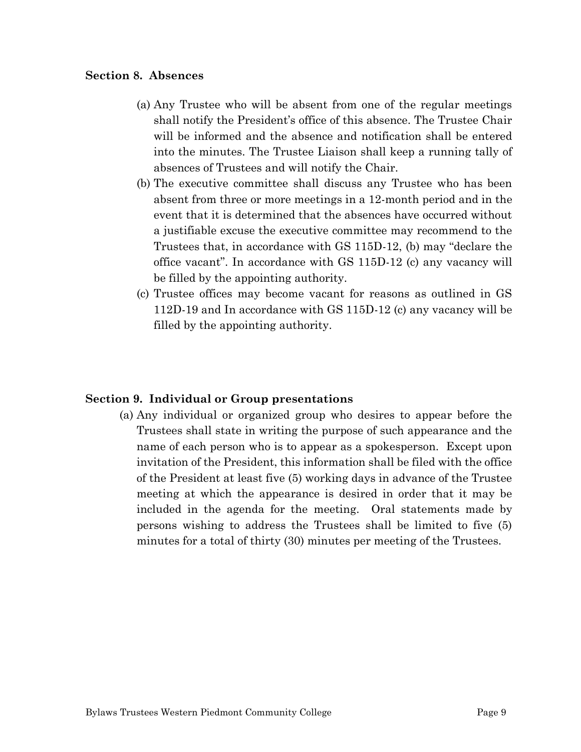**Section 8. Absences**

(a) Any Trustee who will be absent from one of the regular meetings shall notify the President's office of this absence. The Trustee Chair will be informed and the absence and notification shall be entered into the minutes. The Trustee Liaison shall keep a running tally of absences of Trustees and will notify the Chair.

(b) The executive committee shall discuss any Trustee who has been absent from three or more meetings in a 12-month period and in the event that it is determined that the absences have occurred without a justifiable excuse the executive committee may recommend to the Trustees that, in accordance with GS 115D-12, (b) may "declare the office vacant". In accordance with GS 115D-12 (c) any vacancy will be filled by the appointing authority.

(c) Trustee offices may become vacant for reasons as outlined in GS 112D-19 and In accordance with GS 115D-12 (c) any vacancy will be filled by the appointing authority.

**Section 9. Individual or Group presentations**

(a) Any individual or organized group who desires to appear before the Trustees shall state in writing the purpose of such appearance and the name of each person who is to appear as a spokesperson. Except upon invitation of the President, this information shall be filed with the office of the President at least five (5) working days in advance of the Trustee meeting at which the appearance is desired in order that it may be included in the agenda for the meeting. Oral statements made by persons wishing to address the Trustees shall be limited to five (5) minutes for a total of thirty (30) minutes per meeting of the Trustees.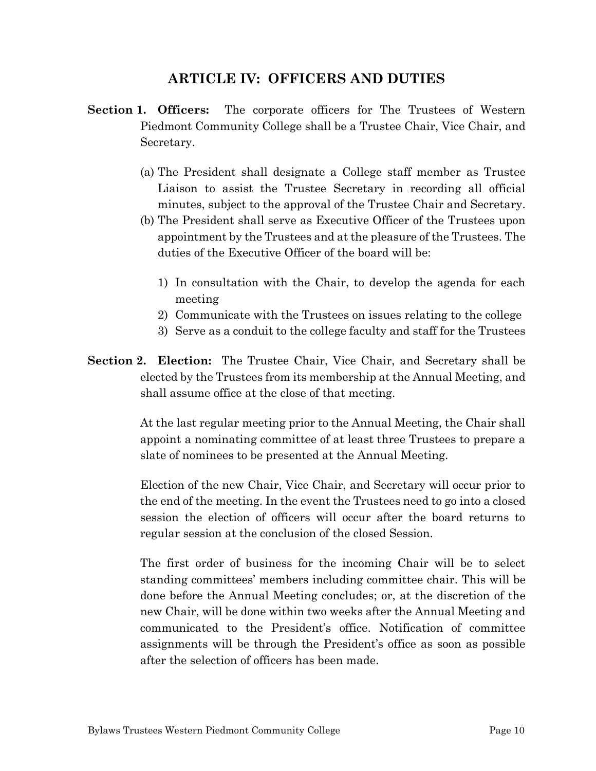## ARTICLE IV: OFFICERS AND DUTIES

**Section 1. Officers:** The corporate officers for The Trustees of Western Piedmont Community College shall be a Trustee Chair, Vice Chair, and Secretary.

(a) The President shall designate a College staff member as Trustee Liaison to assist the Trustee Secretary in recording all official minutes, subject to the approval of the Trustee Chair and Secretary.

(b) The President shall serve as Executive Officer of the Trustees upon appointment by the Trustees and at the pleasure of the Trustees. The duties of the Executive Officer of the board will be:

1) In consultation with the Chair, to develop the agenda for each meeting
2) Communicate with the Trustees on issues relating to the college
3) Serve as a conduit to the college faculty and staff for the Trustees

**Section 2. Election:** The Trustee Chair, Vice Chair, and Secretary shall be elected by the Trustees from its membership at the Annual Meeting, and shall assume office at the close of that meeting.

At the last regular meeting prior to the Annual Meeting, the Chair shall appoint a nominating committee of at least three Trustees to prepare a slate of nominees to be presented at the Annual Meeting.

Election of the new Chair, Vice Chair, and Secretary will occur prior to the end of the meeting. In the event the Trustees need to go into a closed session the election of officers will occur after the board returns to regular session at the conclusion of the closed Session.

The first order of business for the incoming Chair will be to select standing committees' members including committee chair. This will be done before the Annual Meeting concludes; or, at the discretion of the new Chair, will be done within two weeks after the Annual Meeting and communicated to the President's office. Notification of committee assignments will be through the President's office as soon as possible after the selection of officers has been made.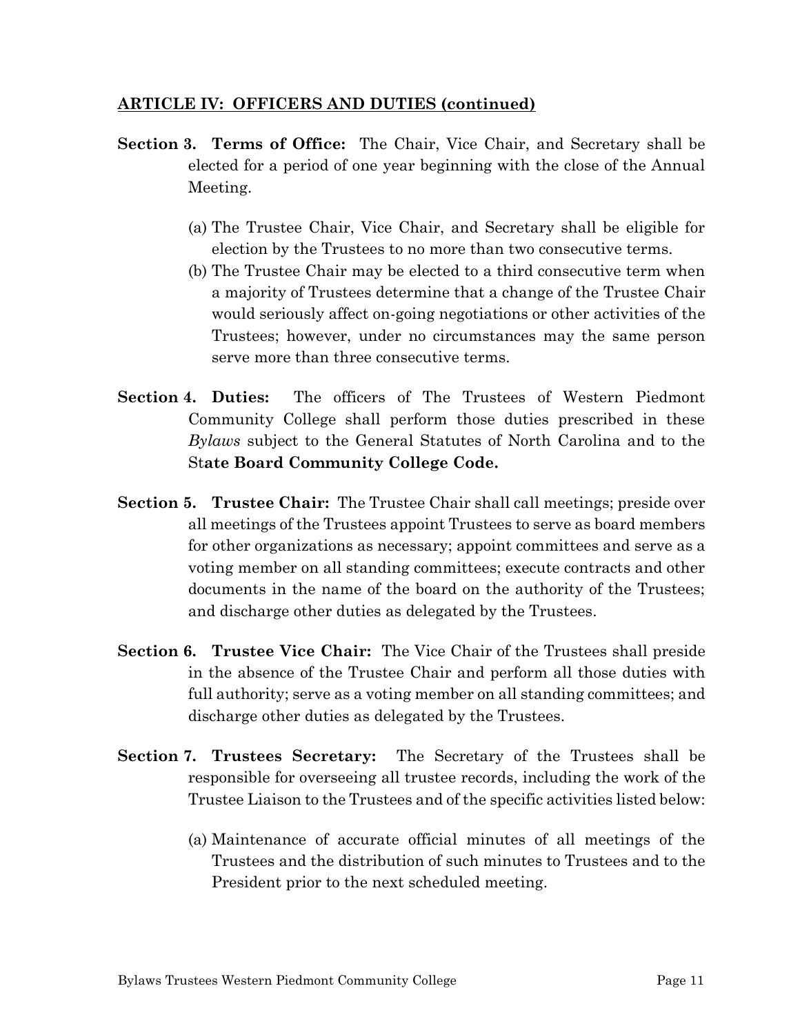**ARTICLE IV: OFFICERS AND DUTIES (continued)**

**Section 3. Terms of Office:** The Chair, Vice Chair, and Secretary shall be elected for a period of one year beginning with the close of the Annual Meeting.

(a) The Trustee Chair, Vice Chair, and Secretary shall be eligible for election by the Trustees to no more than two consecutive terms.

(b) The Trustee Chair may be elected to a third consecutive term when a majority of Trustees determine that a change of the Trustee Chair would seriously affect on-going negotiations or other activities of the Trustees; however, under no circumstances may the same person serve more than three consecutive terms.

**Section 4. Duties:** The officers of The Trustees of Western Piedmont Community College shall perform those duties prescribed in these *Bylaws* subject to the General Statutes of North Carolina and to the St**ate Board Community College Code.**

**Section 5. Trustee Chair:** The Trustee Chair shall call meetings; preside over all meetings of the Trustees appoint Trustees to serve as board members for other organizations as necessary; appoint committees and serve as a voting member on all standing committees; execute contracts and other documents in the name of the board on the authority of the Trustees; and discharge other duties as delegated by the Trustees.

**Section 6. Trustee Vice Chair:** The Vice Chair of the Trustees shall preside in the absence of the Trustee Chair and perform all those duties with full authority; serve as a voting member on all standing committees; and discharge other duties as delegated by the Trustees.

**Section 7. Trustees Secretary:** The Secretary of the Trustees shall be responsible for overseeing all trustee records, including the work of the Trustee Liaison to the Trustees and of the specific activities listed below:

(a) Maintenance of accurate official minutes of all meetings of the Trustees and the distribution of such minutes to Trustees and to the President prior to the next scheduled meeting.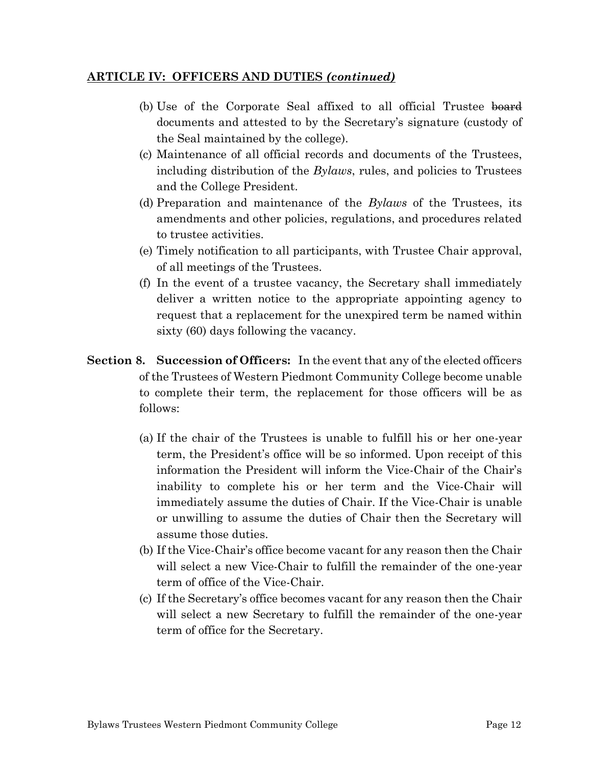**ARTICLE IV: OFFICERS AND DUTIES *(continued)***

(b) Use of the Corporate Seal affixed to all official Trustee ~~board~~ documents and attested to by the Secretary's signature (custody of the Seal maintained by the college).

(c) Maintenance of all official records and documents of the Trustees, including distribution of the *Bylaws*, rules, and policies to Trustees and the College President.

(d) Preparation and maintenance of the *Bylaws* of the Trustees, its amendments and other policies, regulations, and procedures related to trustee activities.

(e) Timely notification to all participants, with Trustee Chair approval, of all meetings of the Trustees.

(f) In the event of a trustee vacancy, the Secretary shall immediately deliver a written notice to the appropriate appointing agency to request that a replacement for the unexpired term be named within sixty (60) days following the vacancy.

**Section 8. Succession of Officers:** In the event that any of the elected officers of the Trustees of Western Piedmont Community College become unable to complete their term, the replacement for those officers will be as follows:

(a) If the chair of the Trustees is unable to fulfill his or her one-year term, the President's office will be so informed. Upon receipt of this information the President will inform the Vice-Chair of the Chair's inability to complete his or her term and the Vice-Chair will immediately assume the duties of Chair. If the Vice-Chair is unable or unwilling to assume the duties of Chair then the Secretary will assume those duties.

(b) If the Vice-Chair's office become vacant for any reason then the Chair will select a new Vice-Chair to fulfill the remainder of the one-year term of office of the Vice-Chair.

(c) If the Secretary's office becomes vacant for any reason then the Chair will select a new Secretary to fulfill the remainder of the one-year term of office for the Secretary.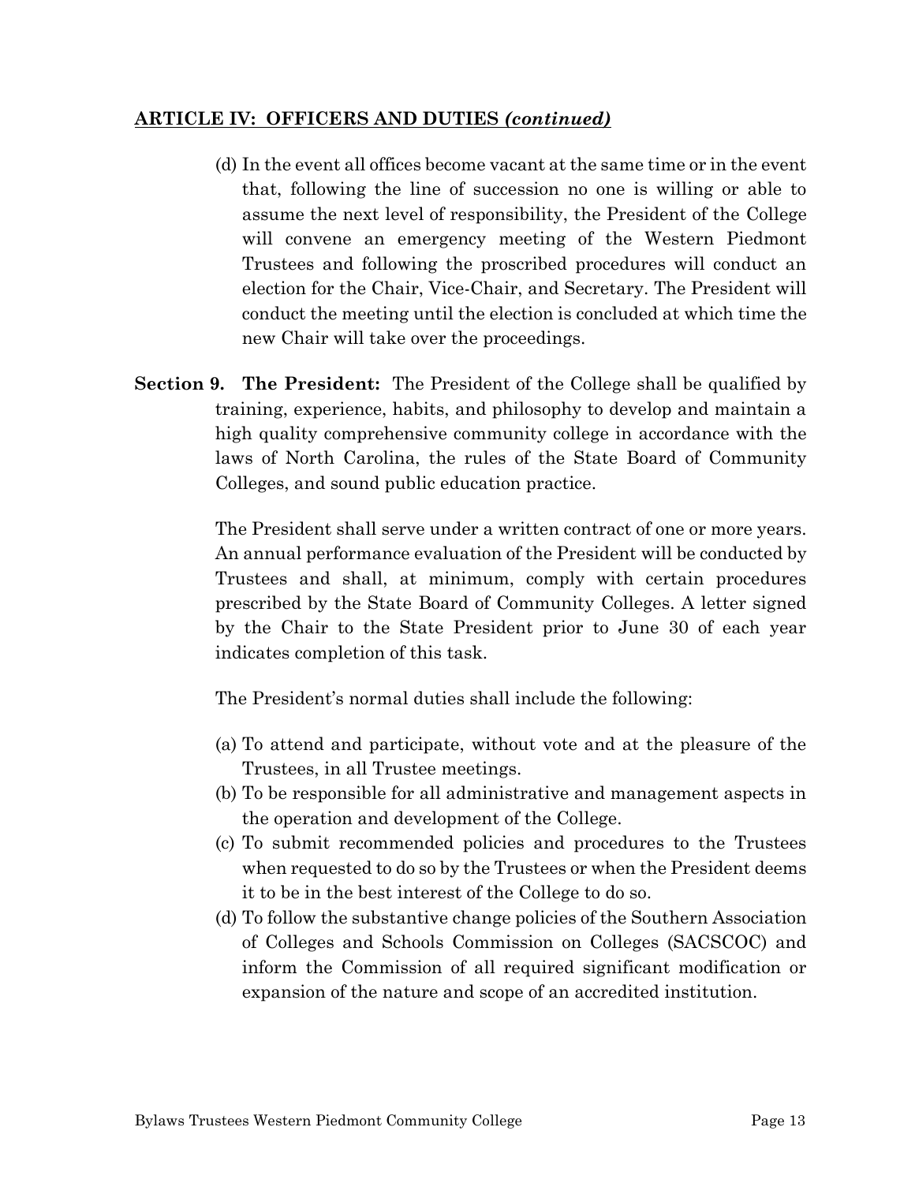## ARTICLE IV: OFFICERS AND DUTIES *(continued)*

(d) In the event all offices become vacant at the same time or in the event that, following the line of succession no one is willing or able to assume the next level of responsibility, the President of the College will convene an emergency meeting of the Western Piedmont Trustees and following the proscribed procedures will conduct an election for the Chair, Vice-Chair, and Secretary. The President will conduct the meeting until the election is concluded at which time the new Chair will take over the proceedings.

**Section 9. The President:** The President of the College shall be qualified by training, experience, habits, and philosophy to develop and maintain a high quality comprehensive community college in accordance with the laws of North Carolina, the rules of the State Board of Community Colleges, and sound public education practice.

The President shall serve under a written contract of one or more years. An annual performance evaluation of the President will be conducted by Trustees and shall, at minimum, comply with certain procedures prescribed by the State Board of Community Colleges. A letter signed by the Chair to the State President prior to June 30 of each year indicates completion of this task.

The President's normal duties shall include the following:

(a) To attend and participate, without vote and at the pleasure of the Trustees, in all Trustee meetings.
(b) To be responsible for all administrative and management aspects in the operation and development of the College.
(c) To submit recommended policies and procedures to the Trustees when requested to do so by the Trustees or when the President deems it to be in the best interest of the College to do so.
(d) To follow the substantive change policies of the Southern Association of Colleges and Schools Commission on Colleges (SACSCOC) and inform the Commission of all required significant modification or expansion of the nature and scope of an accredited institution.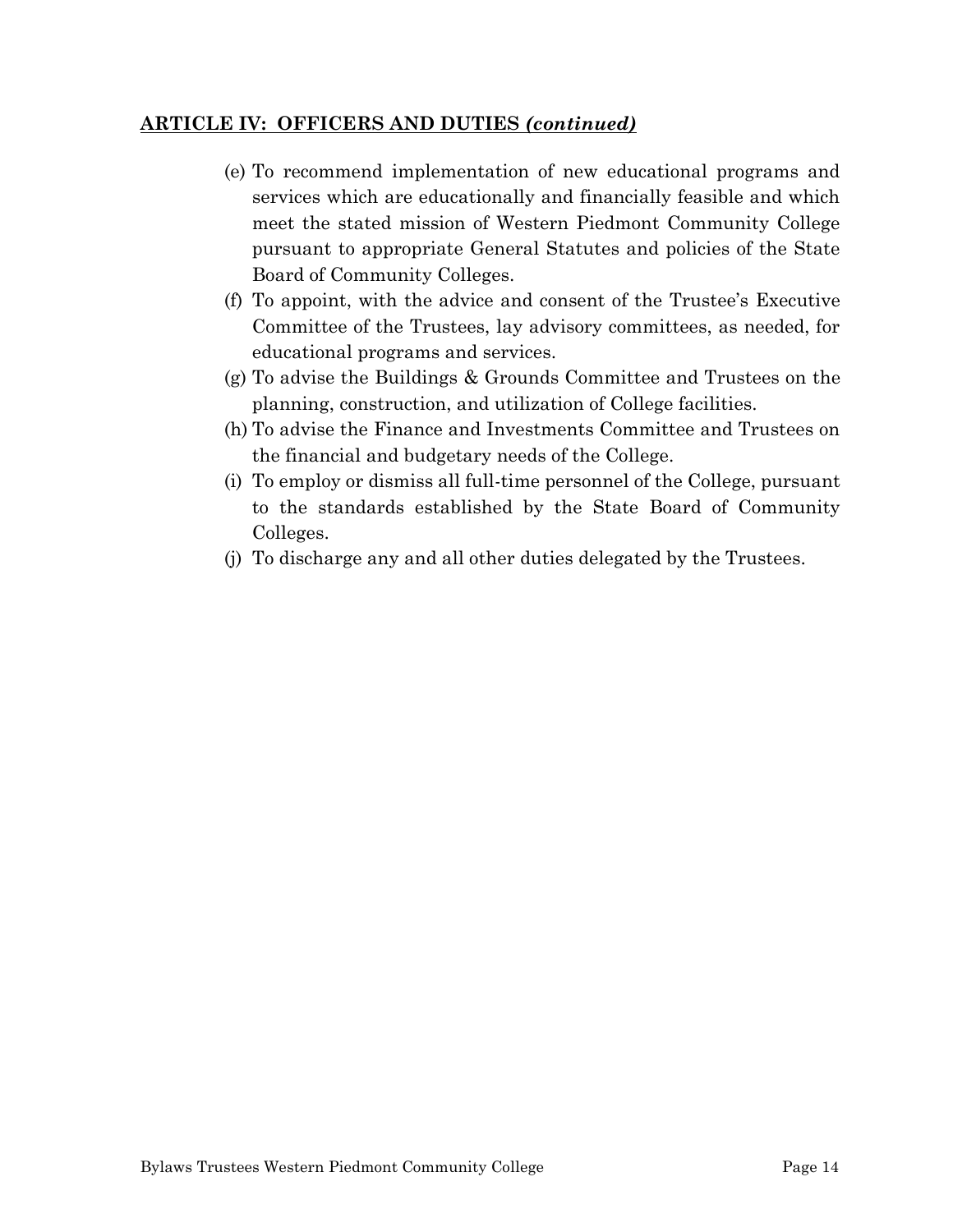## ARTICLE IV: OFFICERS AND DUTIES *(continued)*

(e) To recommend implementation of new educational programs and services which are educationally and financially feasible and which meet the stated mission of Western Piedmont Community College pursuant to appropriate General Statutes and policies of the State Board of Community Colleges.

(f) To appoint, with the advice and consent of the Trustee's Executive Committee of the Trustees, lay advisory committees, as needed, for educational programs and services.

(g) To advise the Buildings & Grounds Committee and Trustees on the planning, construction, and utilization of College facilities.

(h) To advise the Finance and Investments Committee and Trustees on the financial and budgetary needs of the College.

(i) To employ or dismiss all full-time personnel of the College, pursuant to the standards established by the State Board of Community Colleges.

(j) To discharge any and all other duties delegated by the Trustees.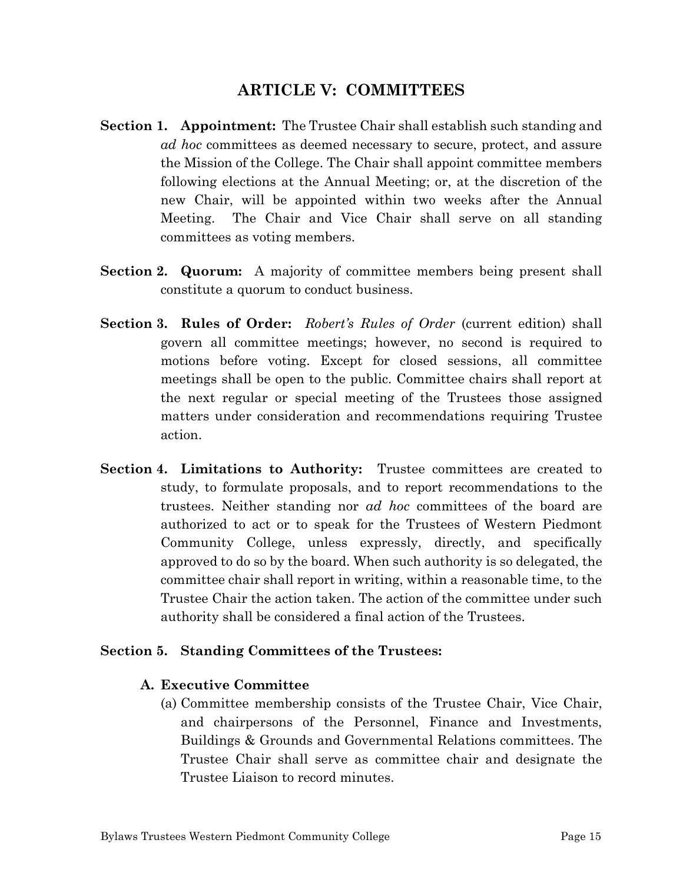## ARTICLE V: COMMITTEES

**Section 1. Appointment:** The Trustee Chair shall establish such standing and *ad hoc* committees as deemed necessary to secure, protect, and assure the Mission of the College. The Chair shall appoint committee members following elections at the Annual Meeting; or, at the discretion of the new Chair, will be appointed within two weeks after the Annual Meeting. The Chair and Vice Chair shall serve on all standing committees as voting members.

**Section 2. Quorum:** A majority of committee members being present shall constitute a quorum to conduct business.

**Section 3. Rules of Order:** *Robert's Rules of Order* (current edition) shall govern all committee meetings; however, no second is required to motions before voting. Except for closed sessions, all committee meetings shall be open to the public. Committee chairs shall report at the next regular or special meeting of the Trustees those assigned matters under consideration and recommendations requiring Trustee action.

**Section 4. Limitations to Authority:** Trustee committees are created to study, to formulate proposals, and to report recommendations to the trustees. Neither standing nor *ad hoc* committees of the board are authorized to act or to speak for the Trustees of Western Piedmont Community College, unless expressly, directly, and specifically approved to do so by the board. When such authority is so delegated, the committee chair shall report in writing, within a reasonable time, to the Trustee Chair the action taken. The action of the committee under such authority shall be considered a final action of the Trustees.

**Section 5. Standing Committees of the Trustees:**

**A. Executive Committee**

(a) Committee membership consists of the Trustee Chair, Vice Chair, and chairpersons of the Personnel, Finance and Investments, Buildings & Grounds and Governmental Relations committees. The Trustee Chair shall serve as committee chair and designate the Trustee Liaison to record minutes.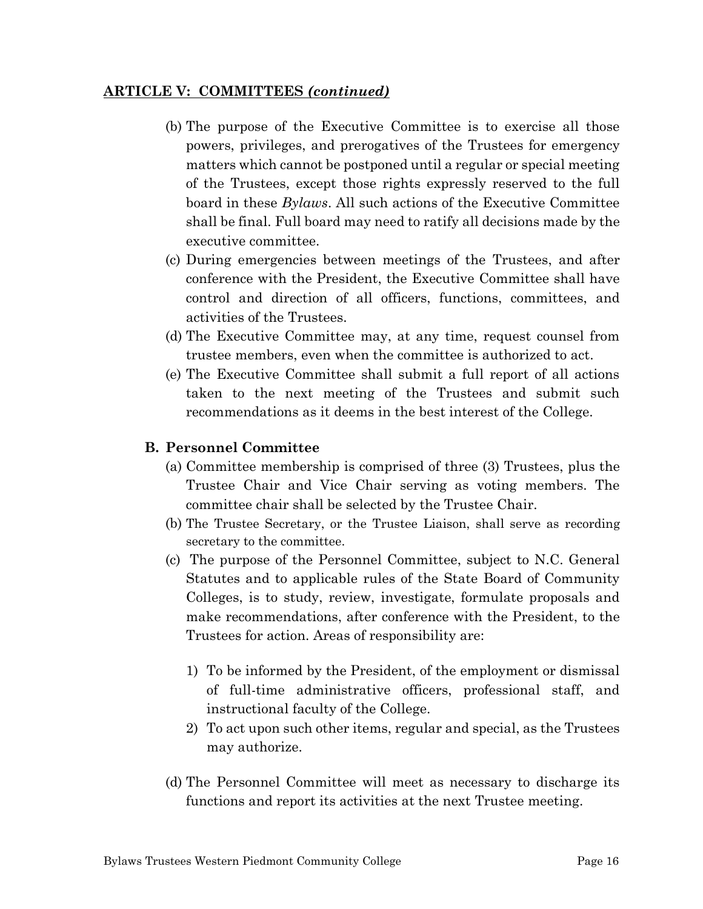**ARTICLE V: COMMITTEES *(continued)***

(b) The purpose of the Executive Committee is to exercise all those powers, privileges, and prerogatives of the Trustees for emergency matters which cannot be postponed until a regular or special meeting of the Trustees, except those rights expressly reserved to the full board in these *Bylaws*. All such actions of the Executive Committee shall be final. Full board may need to ratify all decisions made by the executive committee.

(c) During emergencies between meetings of the Trustees, and after conference with the President, the Executive Committee shall have control and direction of all officers, functions, committees, and activities of the Trustees.

(d) The Executive Committee may, at any time, request counsel from trustee members, even when the committee is authorized to act.

(e) The Executive Committee shall submit a full report of all actions taken to the next meeting of the Trustees and submit such recommendations as it deems in the best interest of the College.

**B. Personnel Committee**

(a) Committee membership is comprised of three (3) Trustees, plus the Trustee Chair and Vice Chair serving as voting members. The committee chair shall be selected by the Trustee Chair.

(b) The Trustee Secretary, or the Trustee Liaison, shall serve as recording secretary to the committee.

(c) The purpose of the Personnel Committee, subject to N.C. General Statutes and to applicable rules of the State Board of Community Colleges, is to study, review, investigate, formulate proposals and make recommendations, after conference with the President, to the Trustees for action. Areas of responsibility are:

1) To be informed by the President, of the employment or dismissal of full-time administrative officers, professional staff, and instructional faculty of the College.
2) To act upon such other items, regular and special, as the Trustees may authorize.

(d) The Personnel Committee will meet as necessary to discharge its functions and report its activities at the next Trustee meeting.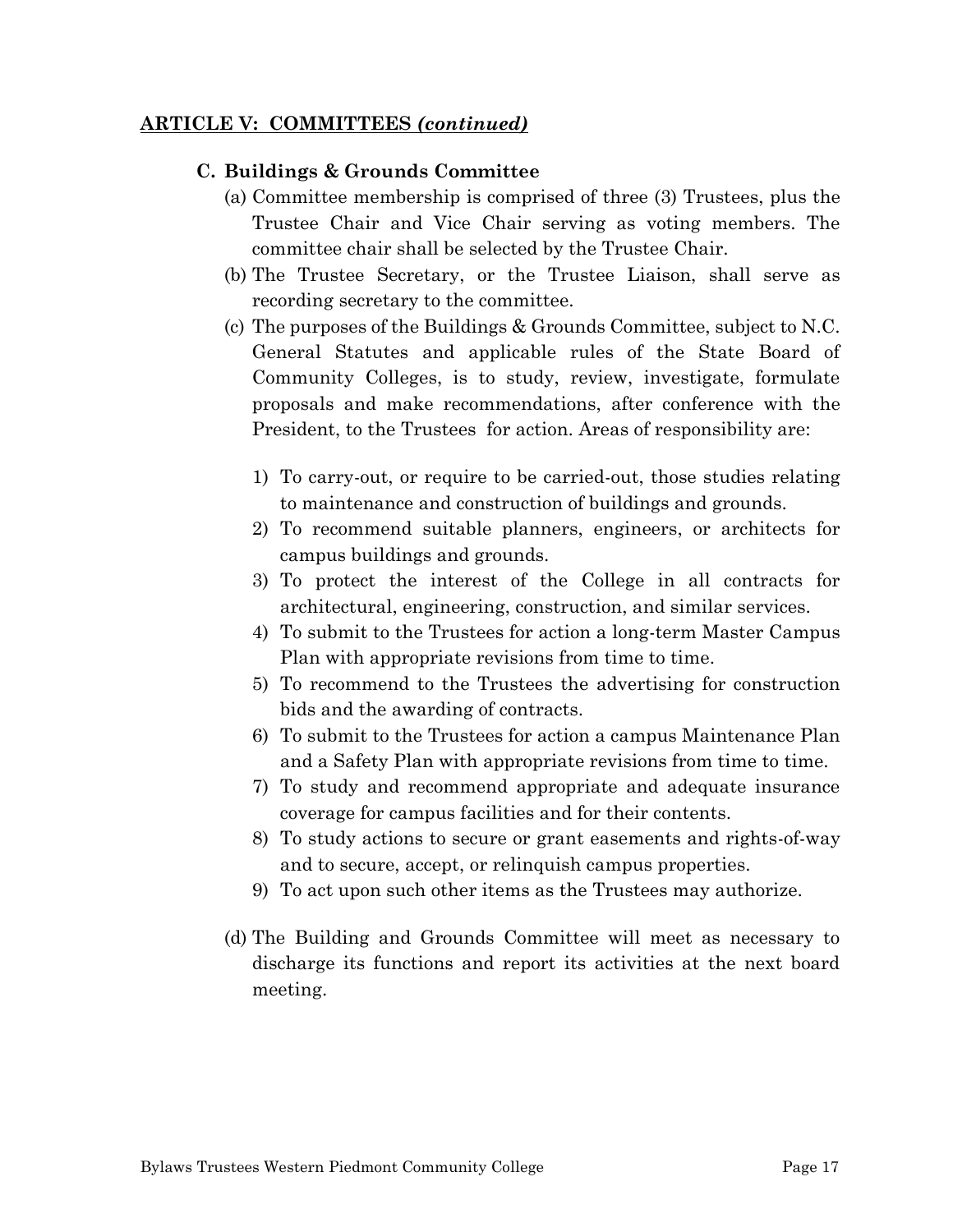**ARTICLE V: COMMITTEES *(continued)***

**C. Buildings & Grounds Committee**

(a) Committee membership is comprised of three (3) Trustees, plus the Trustee Chair and Vice Chair serving as voting members. The committee chair shall be selected by the Trustee Chair.

(b) The Trustee Secretary, or the Trustee Liaison, shall serve as recording secretary to the committee.

(c) The purposes of the Buildings & Grounds Committee, subject to N.C. General Statutes and applicable rules of the State Board of Community Colleges, is to study, review, investigate, formulate proposals and make recommendations, after conference with the President, to the Trustees for action. Areas of responsibility are:

1) To carry-out, or require to be carried-out, those studies relating to maintenance and construction of buildings and grounds.
2) To recommend suitable planners, engineers, or architects for campus buildings and grounds.
3) To protect the interest of the College in all contracts for architectural, engineering, construction, and similar services.
4) To submit to the Trustees for action a long-term Master Campus Plan with appropriate revisions from time to time.
5) To recommend to the Trustees the advertising for construction bids and the awarding of contracts.
6) To submit to the Trustees for action a campus Maintenance Plan and a Safety Plan with appropriate revisions from time to time.
7) To study and recommend appropriate and adequate insurance coverage for campus facilities and for their contents.
8) To study actions to secure or grant easements and rights-of-way and to secure, accept, or relinquish campus properties.
9) To act upon such other items as the Trustees may authorize.

(d) The Building and Grounds Committee will meet as necessary to discharge its functions and report its activities at the next board meeting.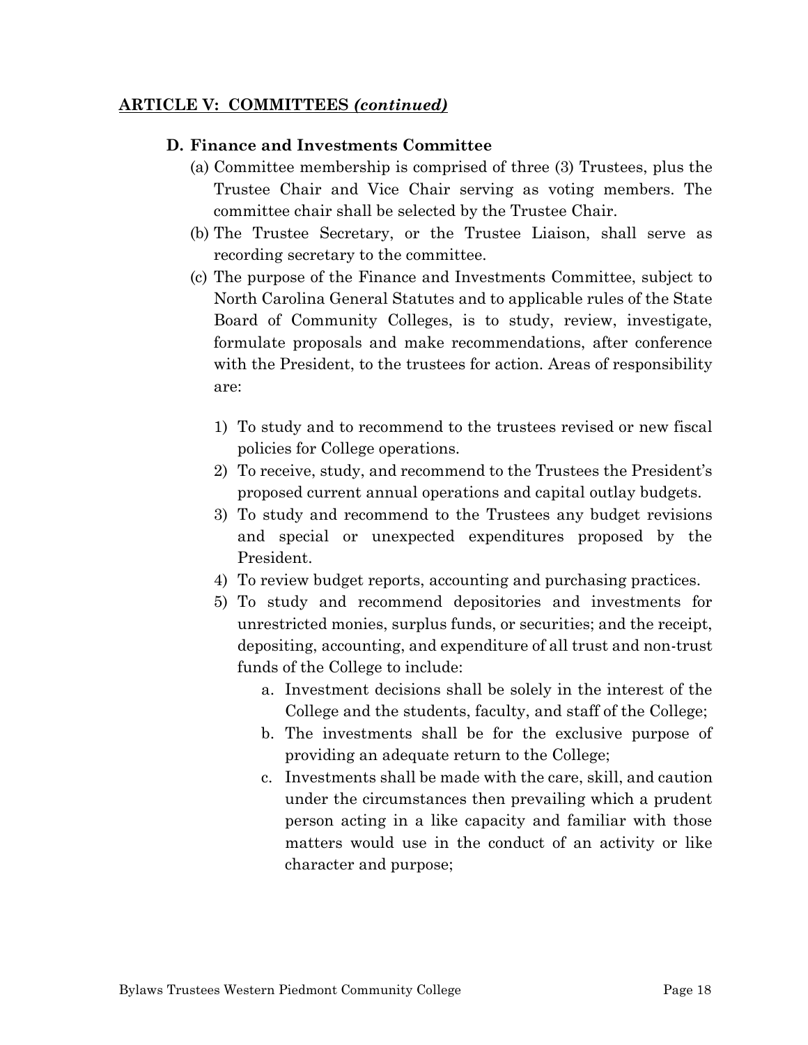**ARTICLE V: COMMITTEES *(continued)***

**D. Finance and Investments Committee**

(a) Committee membership is comprised of three (3) Trustees, plus the Trustee Chair and Vice Chair serving as voting members. The committee chair shall be selected by the Trustee Chair.

(b) The Trustee Secretary, or the Trustee Liaison, shall serve as recording secretary to the committee.

(c) The purpose of the Finance and Investments Committee, subject to North Carolina General Statutes and to applicable rules of the State Board of Community Colleges, is to study, review, investigate, formulate proposals and make recommendations, after conference with the President, to the trustees for action. Areas of responsibility are:

1) To study and to recommend to the trustees revised or new fiscal policies for College operations.
2) To receive, study, and recommend to the Trustees the President's proposed current annual operations and capital outlay budgets.
3) To study and recommend to the Trustees any budget revisions and special or unexpected expenditures proposed by the President.
4) To review budget reports, accounting and purchasing practices.
5) To study and recommend depositories and investments for unrestricted monies, surplus funds, or securities; and the receipt, depositing, accounting, and expenditure of all trust and non-trust funds of the College to include:
    a. Investment decisions shall be solely in the interest of the College and the students, faculty, and staff of the College;
    b. The investments shall be for the exclusive purpose of providing an adequate return to the College;
    c. Investments shall be made with the care, skill, and caution under the circumstances then prevailing which a prudent person acting in a like capacity and familiar with those matters would use in the conduct of an activity or like character and purpose;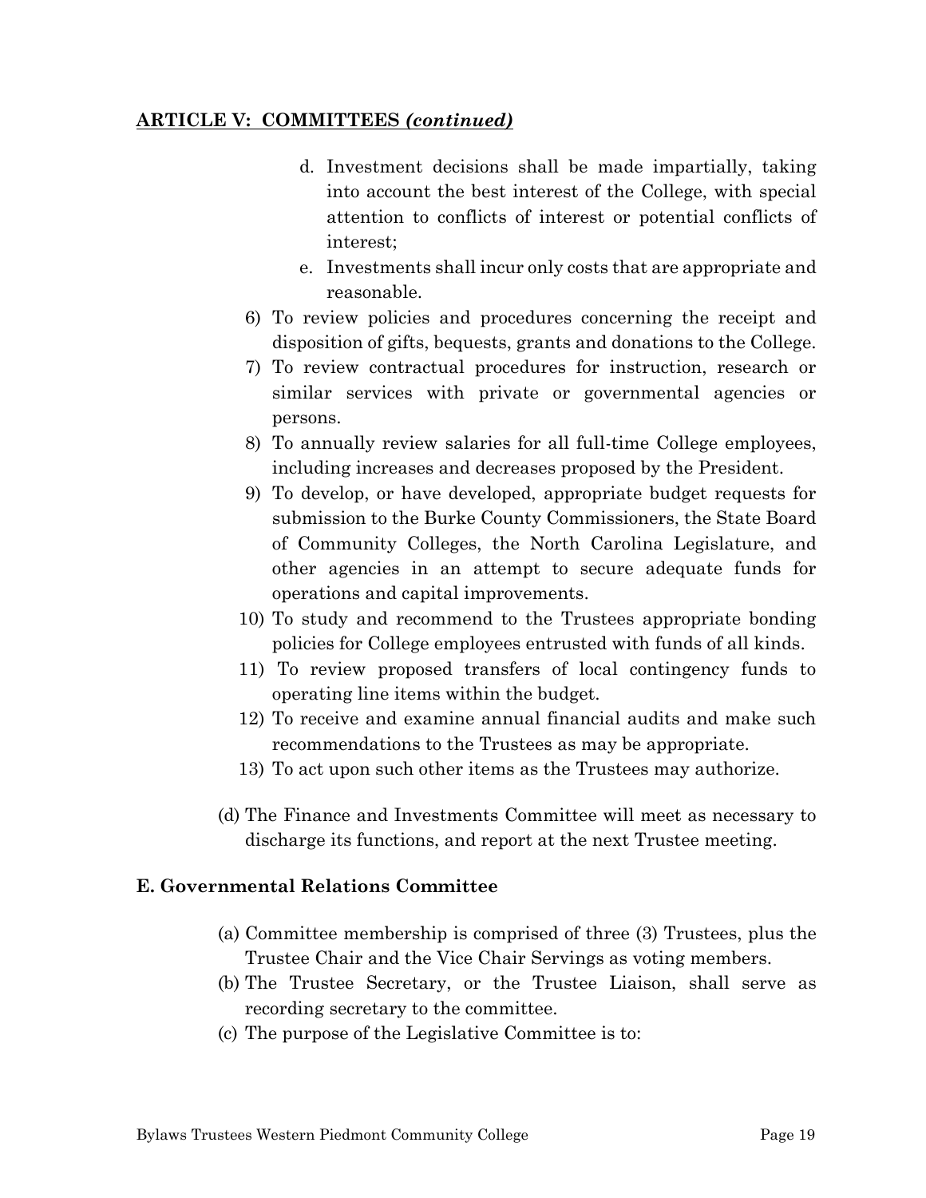**ARTICLE V: COMMITTEES *(continued)***

d. Investment decisions shall be made impartially, taking into account the best interest of the College, with special attention to conflicts of interest or potential conflicts of interest;
e. Investments shall incur only costs that are appropriate and reasonable.

6) To review policies and procedures concerning the receipt and disposition of gifts, bequests, grants and donations to the College.
7) To review contractual procedures for instruction, research or similar services with private or governmental agencies or persons.
8) To annually review salaries for all full-time College employees, including increases and decreases proposed by the President.
9) To develop, or have developed, appropriate budget requests for submission to the Burke County Commissioners, the State Board of Community Colleges, the North Carolina Legislature, and other agencies in an attempt to secure adequate funds for operations and capital improvements.
10) To study and recommend to the Trustees appropriate bonding policies for College employees entrusted with funds of all kinds.
11) To review proposed transfers of local contingency funds to operating line items within the budget.
12) To receive and examine annual financial audits and make such recommendations to the Trustees as may be appropriate.
13) To act upon such other items as the Trustees may authorize.

(d) The Finance and Investments Committee will meet as necessary to discharge its functions, and report at the next Trustee meeting.

**E. Governmental Relations Committee**

(a) Committee membership is comprised of three (3) Trustees, plus the Trustee Chair and the Vice Chair Servings as voting members.
(b) The Trustee Secretary, or the Trustee Liaison, shall serve as recording secretary to the committee.
(c) The purpose of the Legislative Committee is to: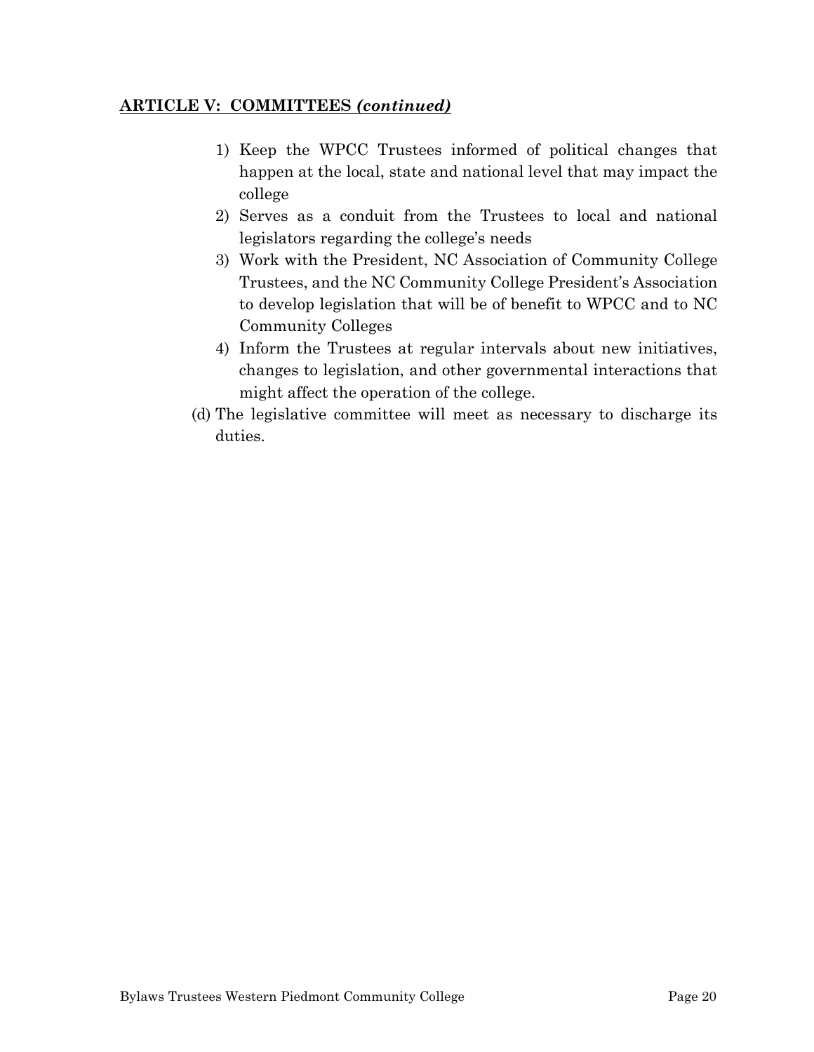**ARTICLE V: COMMITTEES *(continued)***

1) Keep the WPCC Trustees informed of political changes that happen at the local, state and national level that may impact the college
2) Serves as a conduit from the Trustees to local and national legislators regarding the college's needs
3) Work with the President, NC Association of Community College Trustees, and the NC Community College President's Association to develop legislation that will be of benefit to WPCC and to NC Community Colleges
4) Inform the Trustees at regular intervals about new initiatives, changes to legislation, and other governmental interactions that might affect the operation of the college.

(d) The legislative committee will meet as necessary to discharge its duties.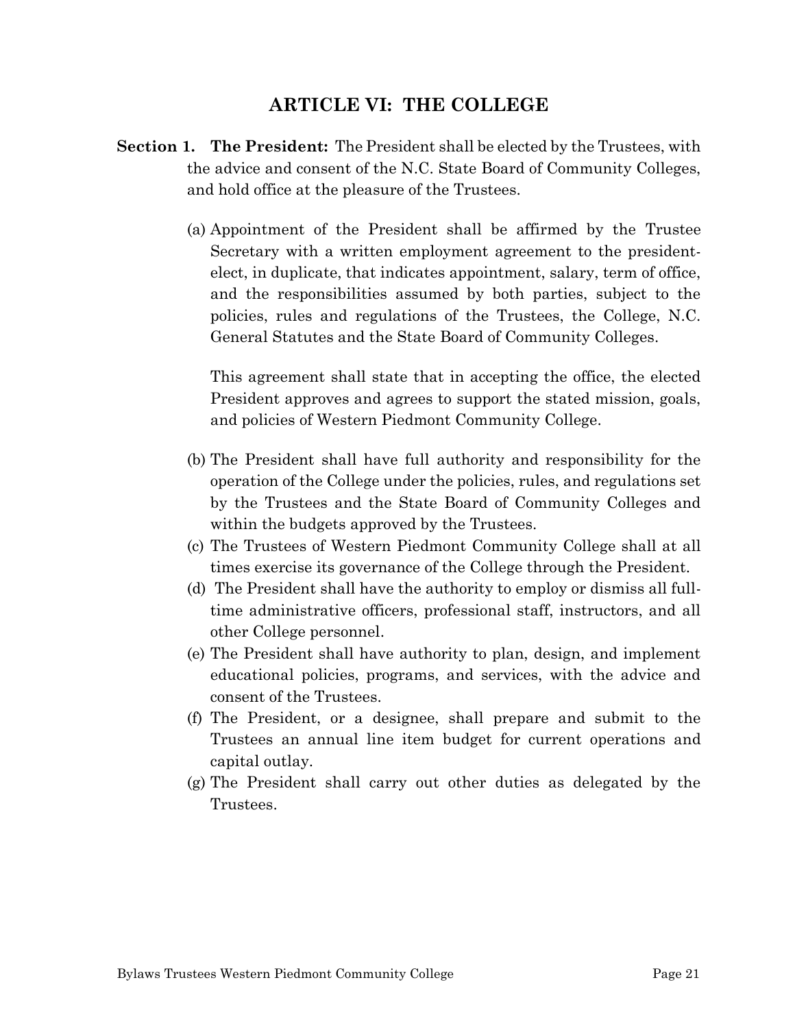# ARTICLE VI: THE COLLEGE

**Section 1. The President:** The President shall be elected by the Trustees, with the advice and consent of the N.C. State Board of Community Colleges, and hold office at the pleasure of the Trustees.

(a) Appointment of the President shall be affirmed by the Trustee Secretary with a written employment agreement to the president-elect, in duplicate, that indicates appointment, salary, term of office, and the responsibilities assumed by both parties, subject to the policies, rules and regulations of the Trustees, the College, N.C. General Statutes and the State Board of Community Colleges.

This agreement shall state that in accepting the office, the elected President approves and agrees to support the stated mission, goals, and policies of Western Piedmont Community College.

(b) The President shall have full authority and responsibility for the operation of the College under the policies, rules, and regulations set by the Trustees and the State Board of Community Colleges and within the budgets approved by the Trustees.

(c) The Trustees of Western Piedmont Community College shall at all times exercise its governance of the College through the President.

(d) The President shall have the authority to employ or dismiss all full-time administrative officers, professional staff, instructors, and all other College personnel.

(e) The President shall have authority to plan, design, and implement educational policies, programs, and services, with the advice and consent of the Trustees.

(f) The President, or a designee, shall prepare and submit to the Trustees an annual line item budget for current operations and capital outlay.

(g) The President shall carry out other duties as delegated by the Trustees.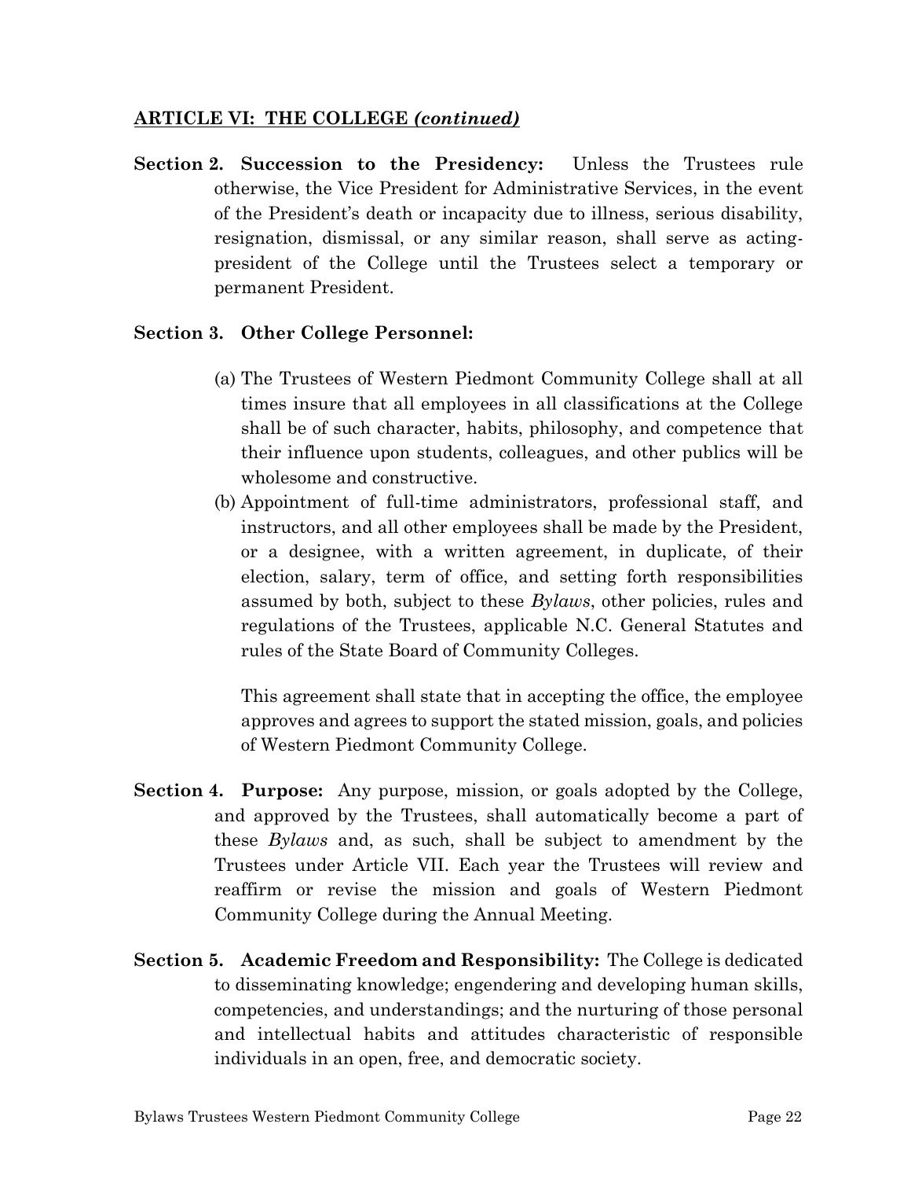## ARTICLE VI: THE COLLEGE *(continued)*

**Section 2. Succession to the Presidency:** Unless the Trustees rule otherwise, the Vice President for Administrative Services, in the event of the President's death or incapacity due to illness, serious disability, resignation, dismissal, or any similar reason, shall serve as acting-president of the College until the Trustees select a temporary or permanent President.

**Section 3. Other College Personnel:**

(a) The Trustees of Western Piedmont Community College shall at all times insure that all employees in all classifications at the College shall be of such character, habits, philosophy, and competence that their influence upon students, colleagues, and other publics will be wholesome and constructive.

(b) Appointment of full-time administrators, professional staff, and instructors, and all other employees shall be made by the President, or a designee, with a written agreement, in duplicate, of their election, salary, term of office, and setting forth responsibilities assumed by both, subject to these *Bylaws*, other policies, rules and regulations of the Trustees, applicable N.C. General Statutes and rules of the State Board of Community Colleges.

This agreement shall state that in accepting the office, the employee approves and agrees to support the stated mission, goals, and policies of Western Piedmont Community College.

**Section 4. Purpose:** Any purpose, mission, or goals adopted by the College, and approved by the Trustees, shall automatically become a part of these *Bylaws* and, as such, shall be subject to amendment by the Trustees under Article VII. Each year the Trustees will review and reaffirm or revise the mission and goals of Western Piedmont Community College during the Annual Meeting.

**Section 5. Academic Freedom and Responsibility:** The College is dedicated to disseminating knowledge; engendering and developing human skills, competencies, and understandings; and the nurturing of those personal and intellectual habits and attitudes characteristic of responsible individuals in an open, free, and democratic society.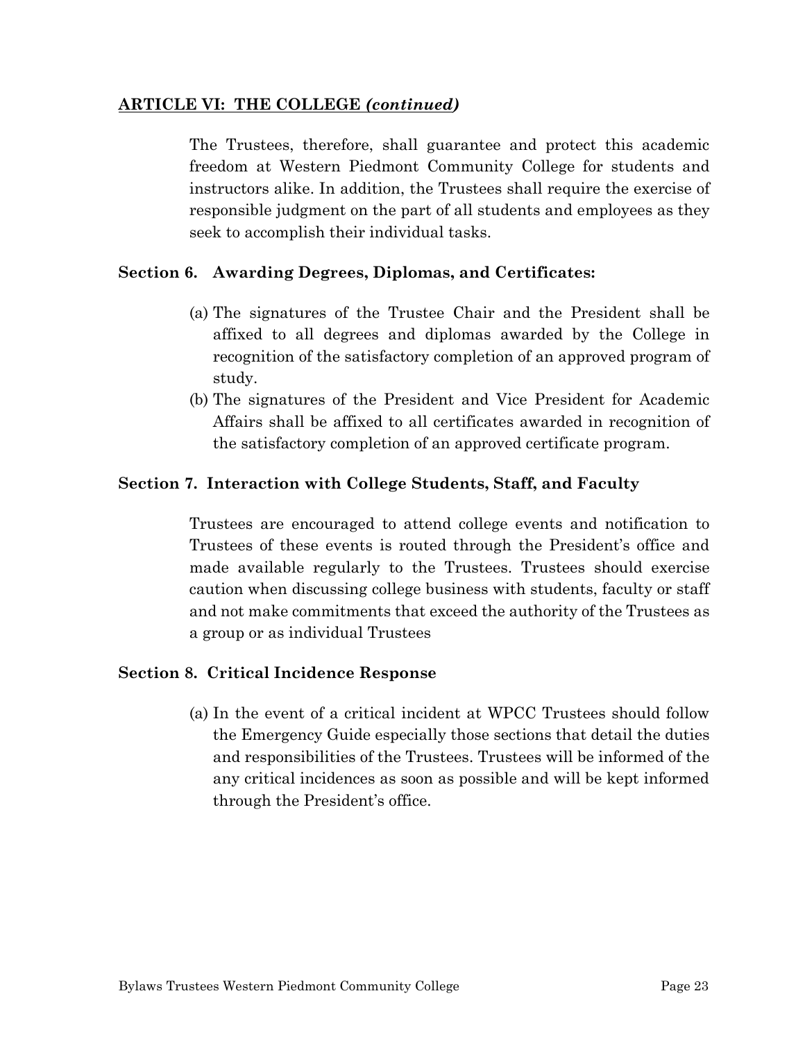## ARTICLE VI: THE COLLEGE *(continued)*

The Trustees, therefore, shall guarantee and protect this academic freedom at Western Piedmont Community College for students and instructors alike. In addition, the Trustees shall require the exercise of responsible judgment on the part of all students and employees as they seek to accomplish their individual tasks.

### Section 6. Awarding Degrees, Diplomas, and Certificates:

(a) The signatures of the Trustee Chair and the President shall be affixed to all degrees and diplomas awarded by the College in recognition of the satisfactory completion of an approved program of study.

(b) The signatures of the President and Vice President for Academic Affairs shall be affixed to all certificates awarded in recognition of the satisfactory completion of an approved certificate program.

### Section 7. Interaction with College Students, Staff, and Faculty

Trustees are encouraged to attend college events and notification to Trustees of these events is routed through the President's office and made available regularly to the Trustees. Trustees should exercise caution when discussing college business with students, faculty or staff and not make commitments that exceed the authority of the Trustees as a group or as individual Trustees

### Section 8. Critical Incidence Response

(a) In the event of a critical incident at WPCC Trustees should follow the Emergency Guide especially those sections that detail the duties and responsibilities of the Trustees. Trustees will be informed of the any critical incidences as soon as possible and will be kept informed through the President's office.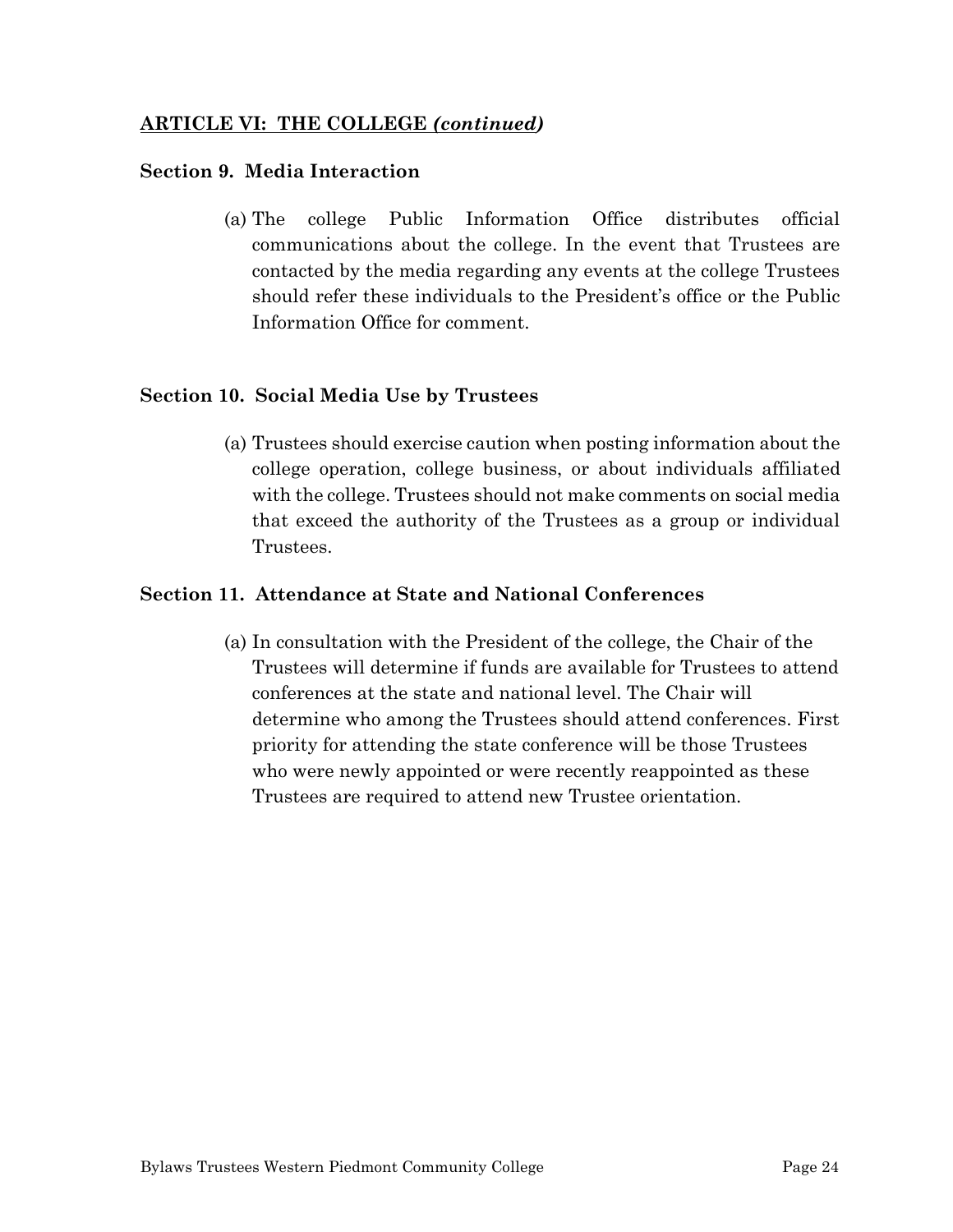## ARTICLE VI: THE COLLEGE *(continued)*

### Section 9. Media Interaction

(a) The college Public Information Office distributes official communications about the college. In the event that Trustees are contacted by the media regarding any events at the college Trustees should refer these individuals to the President's office or the Public Information Office for comment.

### Section 10. Social Media Use by Trustees

(a) Trustees should exercise caution when posting information about the college operation, college business, or about individuals affiliated with the college. Trustees should not make comments on social media that exceed the authority of the Trustees as a group or individual Trustees.

### Section 11. Attendance at State and National Conferences

(a) In consultation with the President of the college, the Chair of the Trustees will determine if funds are available for Trustees to attend conferences at the state and national level. The Chair will determine who among the Trustees should attend conferences. First priority for attending the state conference will be those Trustees who were newly appointed or were recently reappointed as these Trustees are required to attend new Trustee orientation.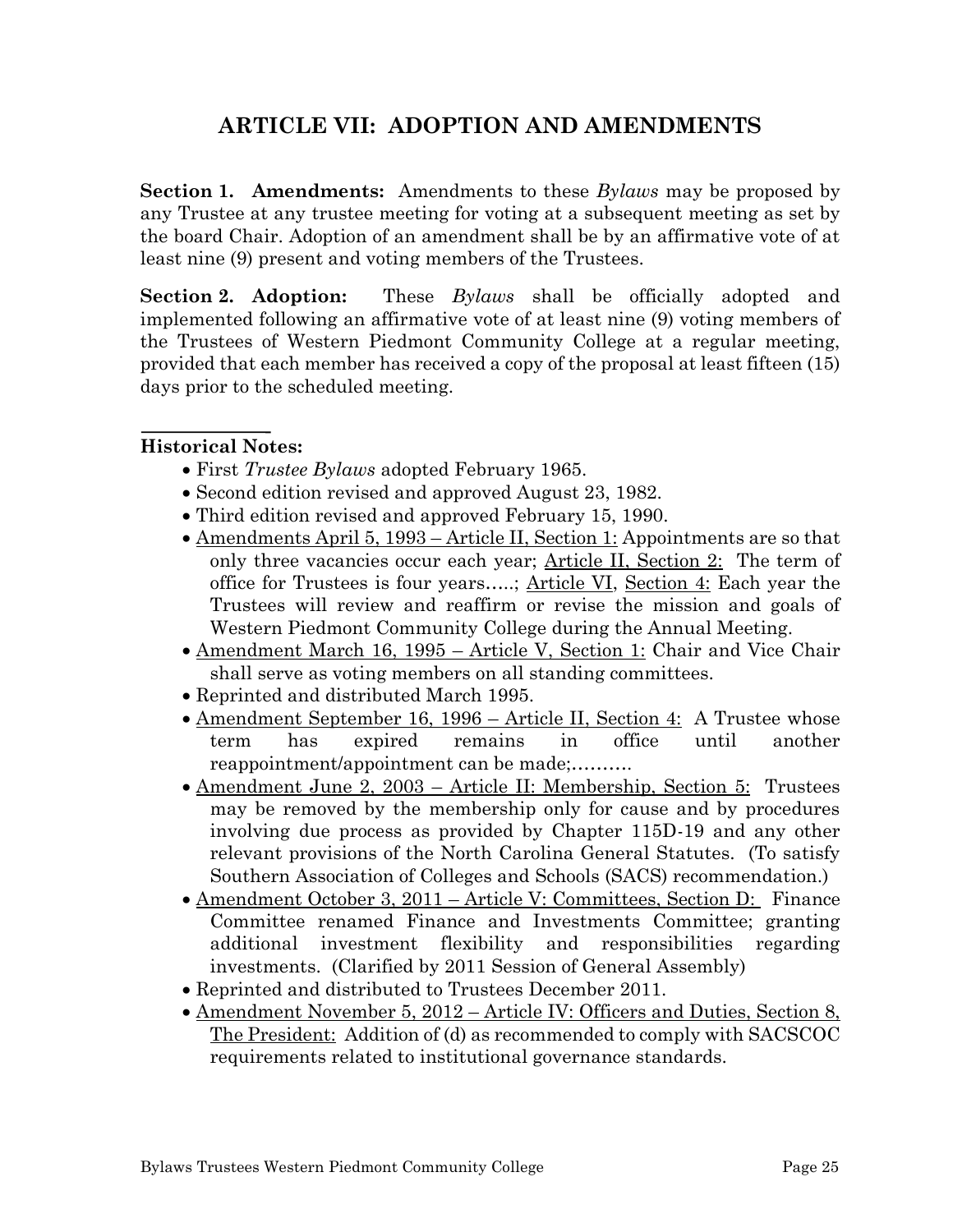## ARTICLE VII: ADOPTION AND AMENDMENTS

**Section 1. Amendments:** Amendments to these *Bylaws* may be proposed by any Trustee at any trustee meeting for voting at a subsequent meeting as set by the board Chair. Adoption of an amendment shall be by an affirmative vote of at least nine (9) present and voting members of the Trustees.

**Section 2. Adoption:** These *Bylaws* shall be officially adopted and implemented following an affirmative vote of at least nine (9) voting members of the Trustees of Western Piedmont Community College at a regular meeting, provided that each member has received a copy of the proposal at least fifteen (15) days prior to the scheduled meeting.

---

**Historical Notes:**

- First *Trustee Bylaws* adopted February 1965.
- Second edition revised and approved August 23, 1982.
- Third edition revised and approved February 15, 1990.
- <u>Amendments April 5, 1993 – Article II, Section 1:</u> Appointments are so that only three vacancies occur each year; <u>Article II, Section 2:</u> The term of office for Trustees is four years…..; <u>Article VI</u>, <u>Section 4:</u> Each year the Trustees will review and reaffirm or revise the mission and goals of Western Piedmont Community College during the Annual Meeting.
- <u>Amendment March 16, 1995 – Article V, Section 1:</u> Chair and Vice Chair shall serve as voting members on all standing committees.
- Reprinted and distributed March 1995.
- <u>Amendment September 16, 1996 – Article II, Section 4:</u> A Trustee whose term has expired remains in office until another reappointment/appointment can be made;……….
- <u>Amendment June 2, 2003 – Article II: Membership, Section 5:</u> Trustees may be removed by the membership only for cause and by procedures involving due process as provided by Chapter 115D-19 and any other relevant provisions of the North Carolina General Statutes. (To satisfy Southern Association of Colleges and Schools (SACS) recommendation.)
- <u>Amendment October 3, 2011 – Article V: Committees, Section D:</u> Finance Committee renamed Finance and Investments Committee; granting additional investment flexibility and responsibilities regarding investments. (Clarified by 2011 Session of General Assembly)
- Reprinted and distributed to Trustees December 2011.
- <u>Amendment November 5, 2012 – Article IV: Officers and Duties, Section 8, The President:</u> Addition of (d) as recommended to comply with SACSCOC requirements related to institutional governance standards.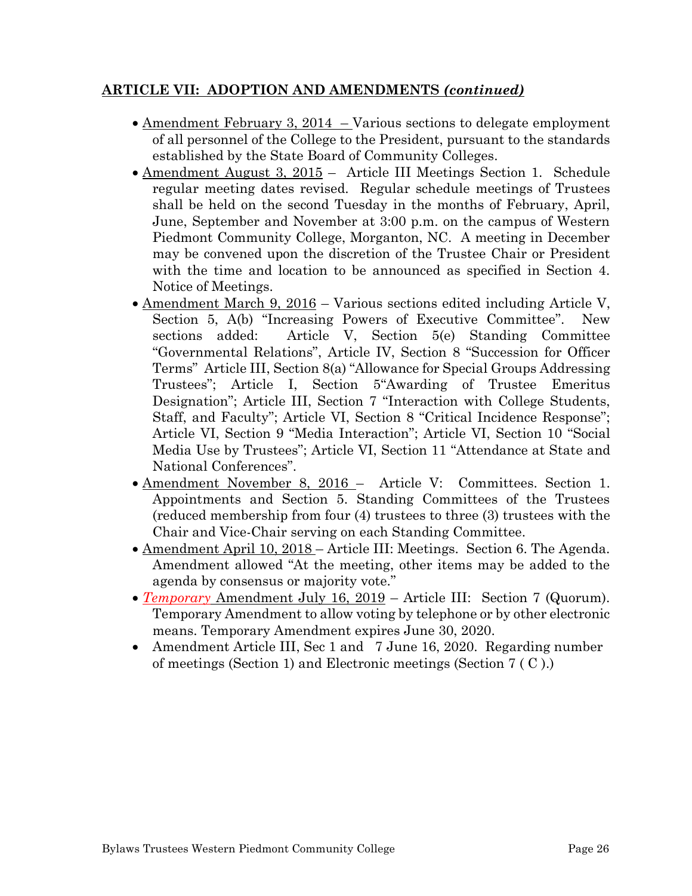**ARTICLE VII: ADOPTION AND AMENDMENTS *(continued)***

- Amendment February 3, 2014 – Various sections to delegate employment of all personnel of the College to the President, pursuant to the standards established by the State Board of Community Colleges.
- Amendment August 3, 2015 – Article III Meetings Section 1. Schedule regular meeting dates revised. Regular schedule meetings of Trustees shall be held on the second Tuesday in the months of February, April, June, September and November at 3:00 p.m. on the campus of Western Piedmont Community College, Morganton, NC. A meeting in December may be convened upon the discretion of the Trustee Chair or President with the time and location to be announced as specified in Section 4. Notice of Meetings.
- Amendment March 9, 2016 – Various sections edited including Article V, Section 5, A(b) "Increasing Powers of Executive Committee". New sections added: Article V, Section 5(e) Standing Committee "Governmental Relations", Article IV, Section 8 "Succession for Officer Terms" Article III, Section 8(a) "Allowance for Special Groups Addressing Trustees"; Article I, Section 5"Awarding of Trustee Emeritus Designation"; Article III, Section 7 "Interaction with College Students, Staff, and Faculty"; Article VI, Section 8 "Critical Incidence Response"; Article VI, Section 9 "Media Interaction"; Article VI, Section 10 "Social Media Use by Trustees"; Article VI, Section 11 "Attendance at State and National Conferences".
- Amendment November 8, 2016 – Article V: Committees. Section 1. Appointments and Section 5. Standing Committees of the Trustees (reduced membership from four (4) trustees to three (3) trustees with the Chair and Vice-Chair serving on each Standing Committee.
- Amendment April 10, 2018 – Article III: Meetings. Section 6. The Agenda. Amendment allowed "At the meeting, other items may be added to the agenda by consensus or majority vote."
- *Temporary* Amendment July 16, 2019 – Article III: Section 7 (Quorum). Temporary Amendment to allow voting by telephone or by other electronic means. Temporary Amendment expires June 30, 2020.
- Amendment Article III, Sec 1 and 7 June 16, 2020. Regarding number of meetings (Section 1) and Electronic meetings (Section 7 ( C ).)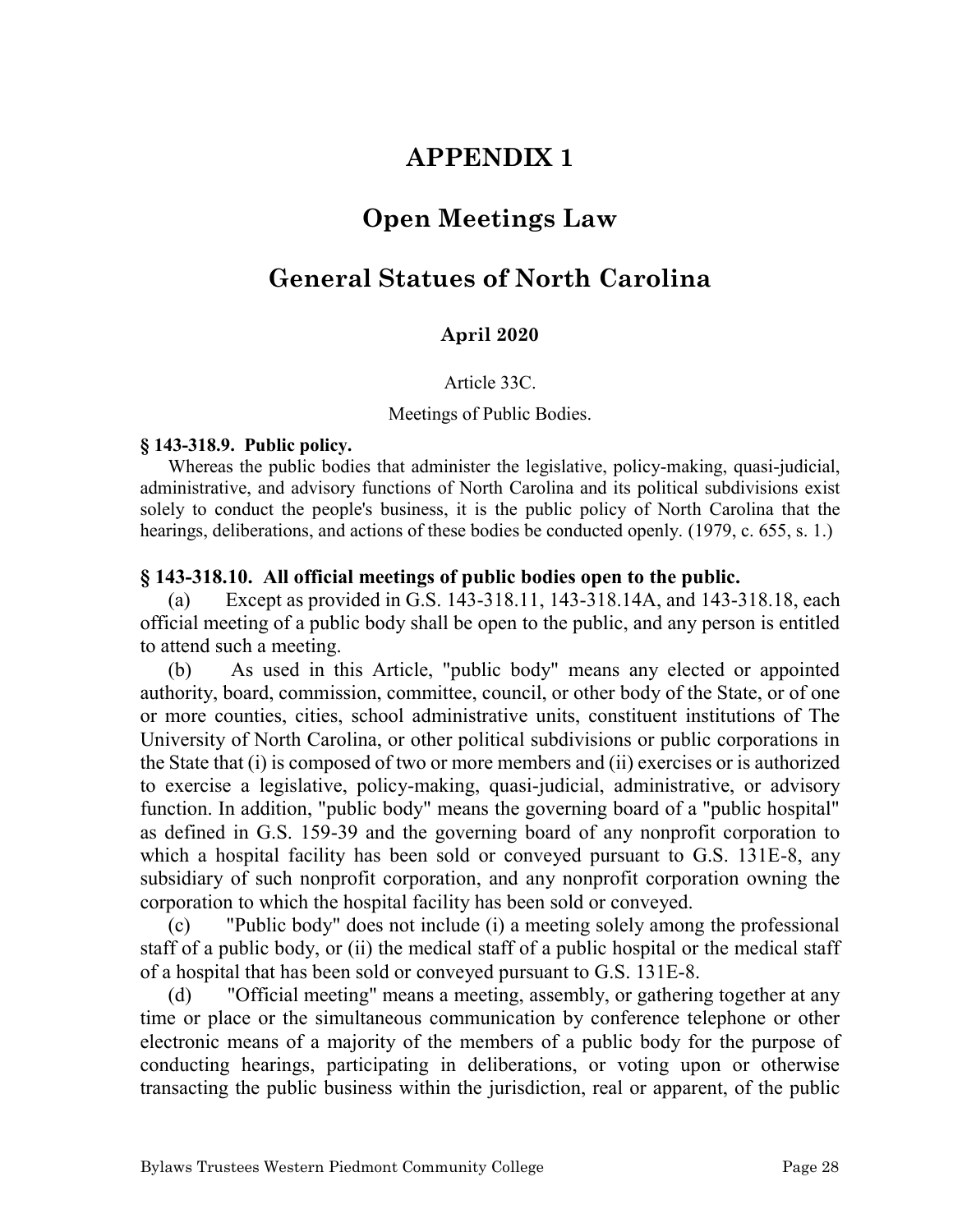# APPENDIX 1

## Open Meetings Law

## General Statues of North Carolina

### April 2020

Article 33C.

Meetings of Public Bodies.

**§ 143-318.9. Public policy.**

Whereas the public bodies that administer the legislative, policy-making, quasi-judicial, administrative, and advisory functions of North Carolina and its political subdivisions exist solely to conduct the people's business, it is the public policy of North Carolina that the hearings, deliberations, and actions of these bodies be conducted openly. (1979, c. 655, s. 1.)

**§ 143-318.10. All official meetings of public bodies open to the public.**

(a) Except as provided in G.S. 143-318.11, 143-318.14A, and 143-318.18, each official meeting of a public body shall be open to the public, and any person is entitled to attend such a meeting.

(b) As used in this Article, "public body" means any elected or appointed authority, board, commission, committee, council, or other body of the State, or of one or more counties, cities, school administrative units, constituent institutions of The University of North Carolina, or other political subdivisions or public corporations in the State that (i) is composed of two or more members and (ii) exercises or is authorized to exercise a legislative, policy-making, quasi-judicial, administrative, or advisory function. In addition, "public body" means the governing board of a "public hospital" as defined in G.S. 159-39 and the governing board of any nonprofit corporation to which a hospital facility has been sold or conveyed pursuant to G.S. 131E-8, any subsidiary of such nonprofit corporation, and any nonprofit corporation owning the corporation to which the hospital facility has been sold or conveyed.

(c) "Public body" does not include (i) a meeting solely among the professional staff of a public body, or (ii) the medical staff of a public hospital or the medical staff of a hospital that has been sold or conveyed pursuant to G.S. 131E-8.

(d) "Official meeting" means a meeting, assembly, or gathering together at any time or place or the simultaneous communication by conference telephone or other electronic means of a majority of the members of a public body for the purpose of conducting hearings, participating in deliberations, or voting upon or otherwise transacting the public business within the jurisdiction, real or apparent, of the public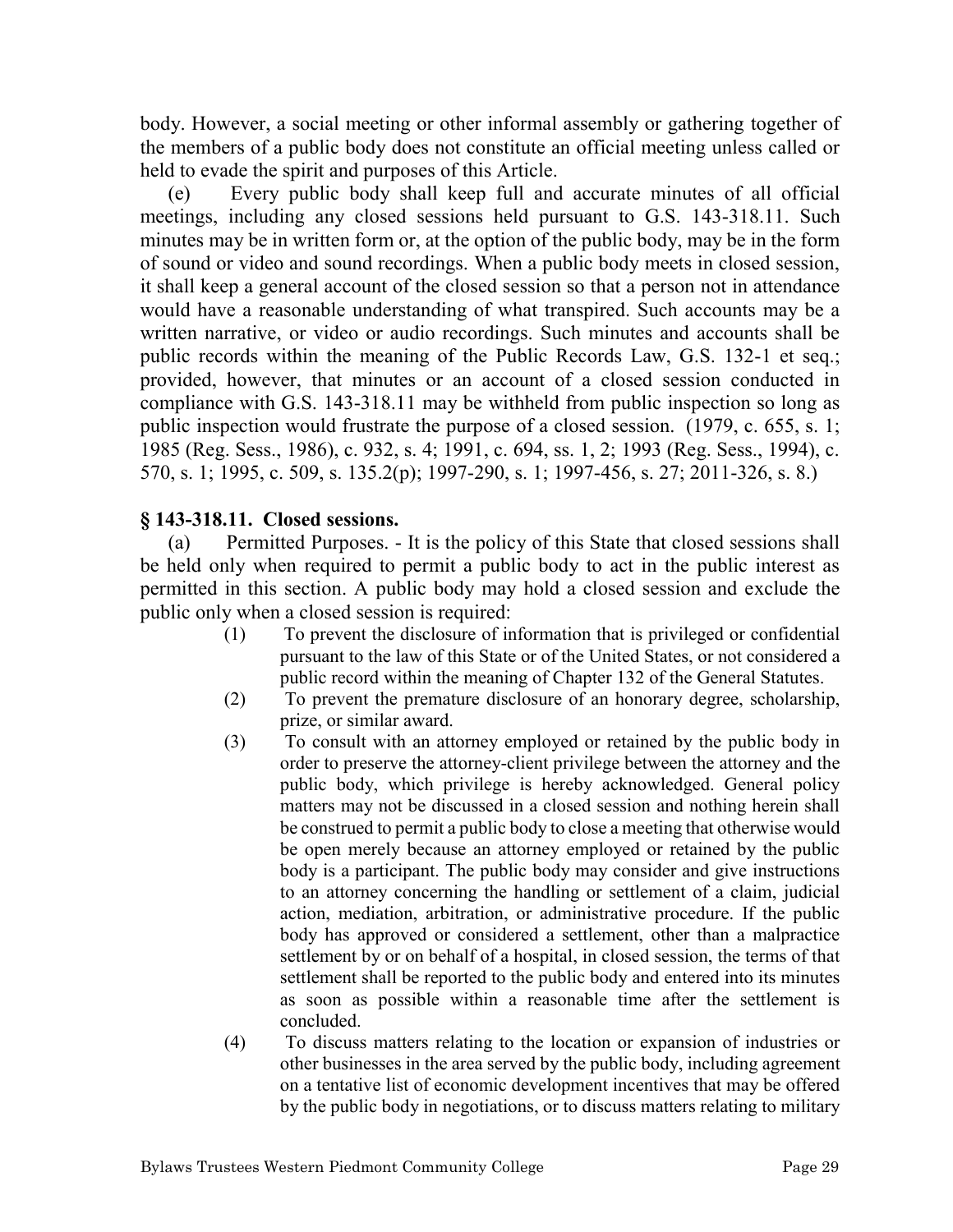body. However, a social meeting or other informal assembly or gathering together of the members of a public body does not constitute an official meeting unless called or held to evade the spirit and purposes of this Article.

(e) Every public body shall keep full and accurate minutes of all official meetings, including any closed sessions held pursuant to G.S. 143-318.11. Such minutes may be in written form or, at the option of the public body, may be in the form of sound or video and sound recordings. When a public body meets in closed session, it shall keep a general account of the closed session so that a person not in attendance would have a reasonable understanding of what transpired. Such accounts may be a written narrative, or video or audio recordings. Such minutes and accounts shall be public records within the meaning of the Public Records Law, G.S. 132-1 et seq.; provided, however, that minutes or an account of a closed session conducted in compliance with G.S. 143-318.11 may be withheld from public inspection so long as public inspection would frustrate the purpose of a closed session. (1979, c. 655, s. 1; 1985 (Reg. Sess., 1986), c. 932, s. 4; 1991, c. 694, ss. 1, 2; 1993 (Reg. Sess., 1994), c. 570, s. 1; 1995, c. 509, s. 135.2(p); 1997-290, s. 1; 1997-456, s. 27; 2011-326, s. 8.)

**§ 143-318.11. Closed sessions.**

(a) Permitted Purposes. - It is the policy of this State that closed sessions shall be held only when required to permit a public body to act in the public interest as permitted in this section. A public body may hold a closed session and exclude the public only when a closed session is required:

(1) To prevent the disclosure of information that is privileged or confidential pursuant to the law of this State or of the United States, or not considered a public record within the meaning of Chapter 132 of the General Statutes.

(2) To prevent the premature disclosure of an honorary degree, scholarship, prize, or similar award.

(3) To consult with an attorney employed or retained by the public body in order to preserve the attorney-client privilege between the attorney and the public body, which privilege is hereby acknowledged. General policy matters may not be discussed in a closed session and nothing herein shall be construed to permit a public body to close a meeting that otherwise would be open merely because an attorney employed or retained by the public body is a participant. The public body may consider and give instructions to an attorney concerning the handling or settlement of a claim, judicial action, mediation, arbitration, or administrative procedure. If the public body has approved or considered a settlement, other than a malpractice settlement by or on behalf of a hospital, in closed session, the terms of that settlement shall be reported to the public body and entered into its minutes as soon as possible within a reasonable time after the settlement is concluded.

(4) To discuss matters relating to the location or expansion of industries or other businesses in the area served by the public body, including agreement on a tentative list of economic development incentives that may be offered by the public body in negotiations, or to discuss matters relating to military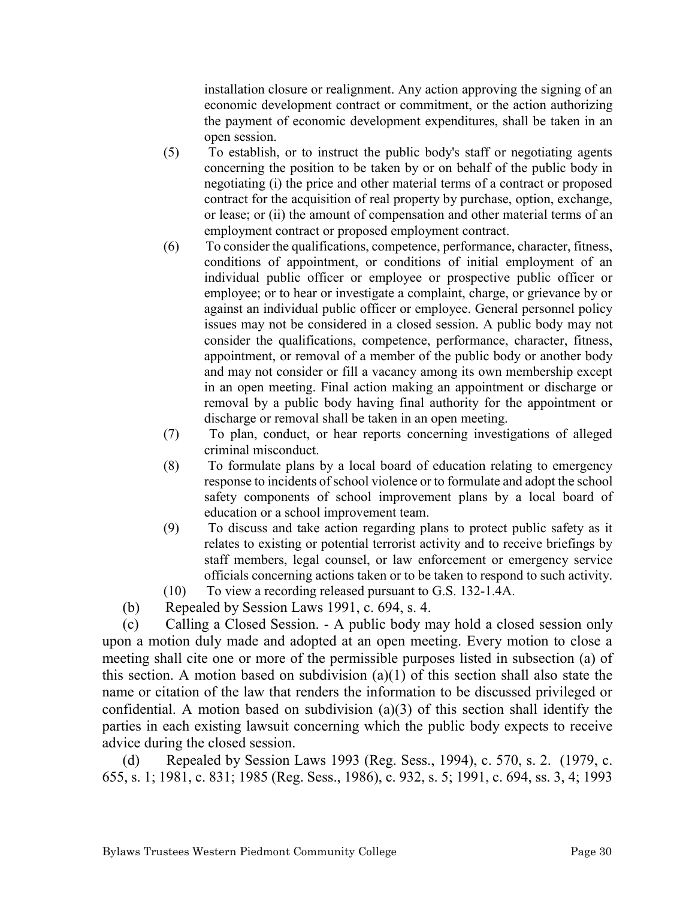installation closure or realignment. Any action approving the signing of an economic development contract or commitment, or the action authorizing the payment of economic development expenditures, shall be taken in an open session.

(5) To establish, or to instruct the public body's staff or negotiating agents concerning the position to be taken by or on behalf of the public body in negotiating (i) the price and other material terms of a contract or proposed contract for the acquisition of real property by purchase, option, exchange, or lease; or (ii) the amount of compensation and other material terms of an employment contract or proposed employment contract.

(6) To consider the qualifications, competence, performance, character, fitness, conditions of appointment, or conditions of initial employment of an individual public officer or employee or prospective public officer or employee; or to hear or investigate a complaint, charge, or grievance by or against an individual public officer or employee. General personnel policy issues may not be considered in a closed session. A public body may not consider the qualifications, competence, performance, character, fitness, appointment, or removal of a member of the public body or another body and may not consider or fill a vacancy among its own membership except in an open meeting. Final action making an appointment or discharge or removal by a public body having final authority for the appointment or discharge or removal shall be taken in an open meeting.

(7) To plan, conduct, or hear reports concerning investigations of alleged criminal misconduct.

(8) To formulate plans by a local board of education relating to emergency response to incidents of school violence or to formulate and adopt the school safety components of school improvement plans by a local board of education or a school improvement team.

(9) To discuss and take action regarding plans to protect public safety as it relates to existing or potential terrorist activity and to receive briefings by staff members, legal counsel, or law enforcement or emergency service officials concerning actions taken or to be taken to respond to such activity.

(10) To view a recording released pursuant to G.S. 132-1.4A.

(b) Repealed by Session Laws 1991, c. 694, s. 4.

(c) Calling a Closed Session. - A public body may hold a closed session only upon a motion duly made and adopted at an open meeting. Every motion to close a meeting shall cite one or more of the permissible purposes listed in subsection (a) of this section. A motion based on subdivision (a)(1) of this section shall also state the name or citation of the law that renders the information to be discussed privileged or confidential. A motion based on subdivision (a)(3) of this section shall identify the parties in each existing lawsuit concerning which the public body expects to receive advice during the closed session.

(d) Repealed by Session Laws 1993 (Reg. Sess., 1994), c. 570, s. 2. (1979, c. 655, s. 1; 1981, c. 831; 1985 (Reg. Sess., 1986), c. 932, s. 5; 1991, c. 694, ss. 3, 4; 1993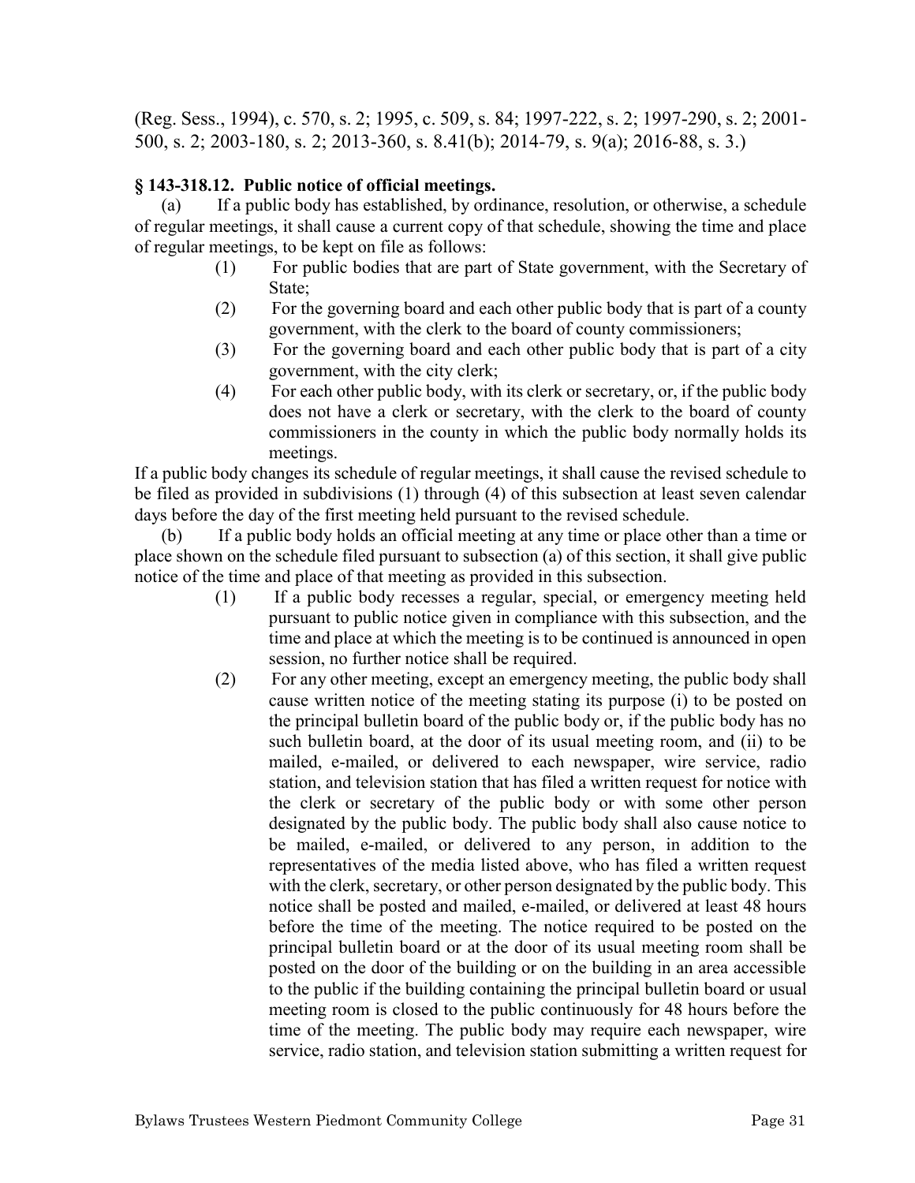(Reg. Sess., 1994), c. 570, s. 2; 1995, c. 509, s. 84; 1997-222, s. 2; 1997-290, s. 2; 2001-500, s. 2; 2003-180, s. 2; 2013-360, s. 8.41(b); 2014-79, s. 9(a); 2016-88, s. 3.)

**§ 143-318.12. Public notice of official meetings.**

(a) If a public body has established, by ordinance, resolution, or otherwise, a schedule of regular meetings, it shall cause a current copy of that schedule, showing the time and place of regular meetings, to be kept on file as follows:

(1) For public bodies that are part of State government, with the Secretary of State;

(2) For the governing board and each other public body that is part of a county government, with the clerk to the board of county commissioners;

(3) For the governing board and each other public body that is part of a city government, with the city clerk;

(4) For each other public body, with its clerk or secretary, or, if the public body does not have a clerk or secretary, with the clerk to the board of county commissioners in the county in which the public body normally holds its meetings.

If a public body changes its schedule of regular meetings, it shall cause the revised schedule to be filed as provided in subdivisions (1) through (4) of this subsection at least seven calendar days before the day of the first meeting held pursuant to the revised schedule.

(b) If a public body holds an official meeting at any time or place other than a time or place shown on the schedule filed pursuant to subsection (a) of this section, it shall give public notice of the time and place of that meeting as provided in this subsection.

(1) If a public body recesses a regular, special, or emergency meeting held pursuant to public notice given in compliance with this subsection, and the time and place at which the meeting is to be continued is announced in open session, no further notice shall be required.

(2) For any other meeting, except an emergency meeting, the public body shall cause written notice of the meeting stating its purpose (i) to be posted on the principal bulletin board of the public body or, if the public body has no such bulletin board, at the door of its usual meeting room, and (ii) to be mailed, e-mailed, or delivered to each newspaper, wire service, radio station, and television station that has filed a written request for notice with the clerk or secretary of the public body or with some other person designated by the public body. The public body shall also cause notice to be mailed, e-mailed, or delivered to any person, in addition to the representatives of the media listed above, who has filed a written request with the clerk, secretary, or other person designated by the public body. This notice shall be posted and mailed, e-mailed, or delivered at least 48 hours before the time of the meeting. The notice required to be posted on the principal bulletin board or at the door of its usual meeting room shall be posted on the door of the building or on the building in an area accessible to the public if the building containing the principal bulletin board or usual meeting room is closed to the public continuously for 48 hours before the time of the meeting. The public body may require each newspaper, wire service, radio station, and television station submitting a written request for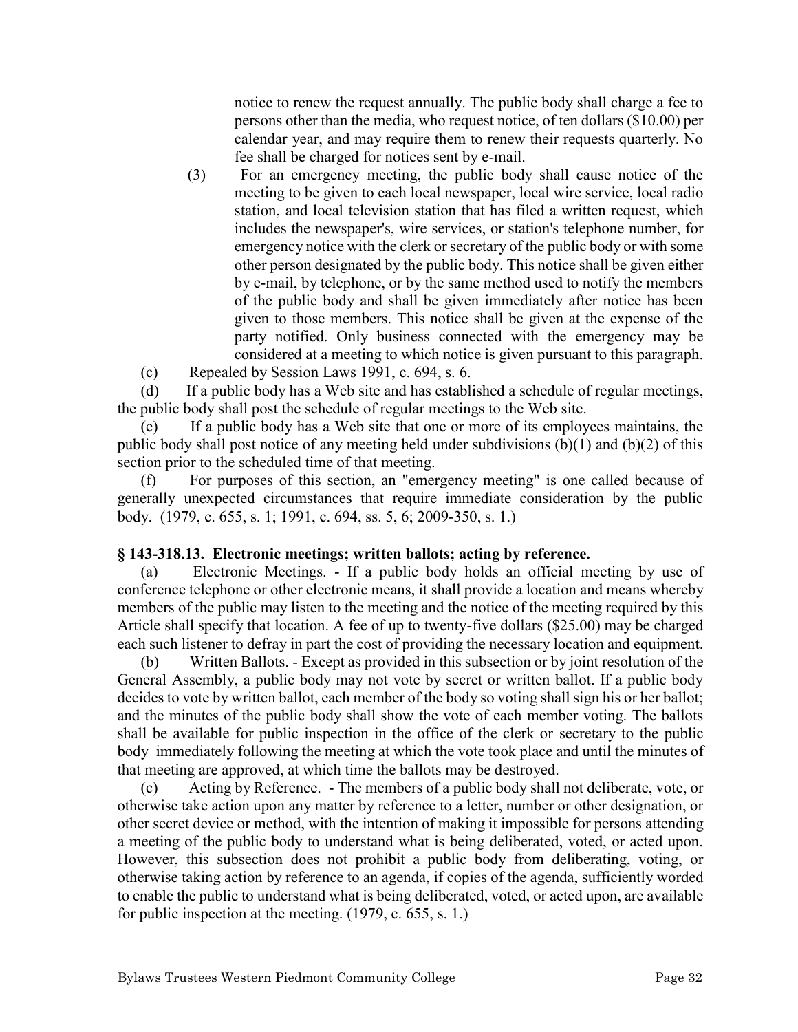notice to renew the request annually. The public body shall charge a fee to persons other than the media, who request notice, of ten dollars ($10.00) per calendar year, and may require them to renew their requests quarterly. No fee shall be charged for notices sent by e-mail.

(3) For an emergency meeting, the public body shall cause notice of the meeting to be given to each local newspaper, local wire service, local radio station, and local television station that has filed a written request, which includes the newspaper's, wire services, or station's telephone number, for emergency notice with the clerk or secretary of the public body or with some other person designated by the public body. This notice shall be given either by e-mail, by telephone, or by the same method used to notify the members of the public body and shall be given immediately after notice has been given to those members. This notice shall be given at the expense of the party notified. Only business connected with the emergency may be considered at a meeting to which notice is given pursuant to this paragraph.

(c) Repealed by Session Laws 1991, c. 694, s. 6.

(d) If a public body has a Web site and has established a schedule of regular meetings, the public body shall post the schedule of regular meetings to the Web site.

(e) If a public body has a Web site that one or more of its employees maintains, the public body shall post notice of any meeting held under subdivisions (b)(1) and (b)(2) of this section prior to the scheduled time of that meeting.

(f) For purposes of this section, an "emergency meeting" is one called because of generally unexpected circumstances that require immediate consideration by the public body. (1979, c. 655, s. 1; 1991, c. 694, ss. 5, 6; 2009-350, s. 1.)

### § 143-318.13. Electronic meetings; written ballots; acting by reference.

(a) Electronic Meetings. - If a public body holds an official meeting by use of conference telephone or other electronic means, it shall provide a location and means whereby members of the public may listen to the meeting and the notice of the meeting required by this Article shall specify that location. A fee of up to twenty-five dollars ($25.00) may be charged each such listener to defray in part the cost of providing the necessary location and equipment.

(b) Written Ballots. - Except as provided in this subsection or by joint resolution of the General Assembly, a public body may not vote by secret or written ballot. If a public body decides to vote by written ballot, each member of the body so voting shall sign his or her ballot; and the minutes of the public body shall show the vote of each member voting. The ballots shall be available for public inspection in the office of the clerk or secretary to the public body immediately following the meeting at which the vote took place and until the minutes of that meeting are approved, at which time the ballots may be destroyed.

(c) Acting by Reference. - The members of a public body shall not deliberate, vote, or otherwise take action upon any matter by reference to a letter, number or other designation, or other secret device or method, with the intention of making it impossible for persons attending a meeting of the public body to understand what is being deliberated, voted, or acted upon. However, this subsection does not prohibit a public body from deliberating, voting, or otherwise taking action by reference to an agenda, if copies of the agenda, sufficiently worded to enable the public to understand what is being deliberated, voted, or acted upon, are available for public inspection at the meeting. (1979, c. 655, s. 1.)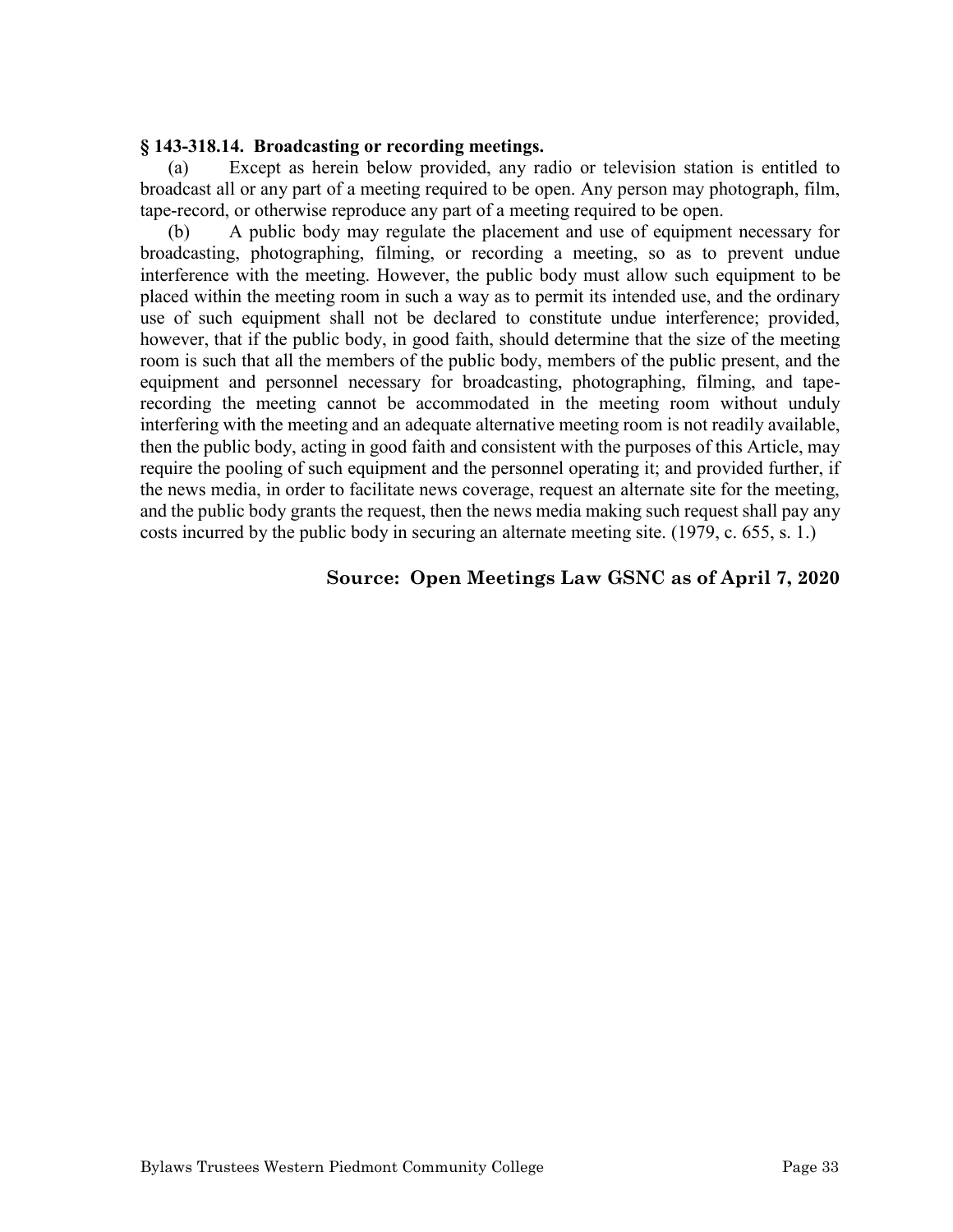**§ 143-318.14. Broadcasting or recording meetings.**

(a) Except as herein below provided, any radio or television station is entitled to broadcast all or any part of a meeting required to be open. Any person may photograph, film, tape-record, or otherwise reproduce any part of a meeting required to be open.

(b) A public body may regulate the placement and use of equipment necessary for broadcasting, photographing, filming, or recording a meeting, so as to prevent undue interference with the meeting. However, the public body must allow such equipment to be placed within the meeting room in such a way as to permit its intended use, and the ordinary use of such equipment shall not be declared to constitute undue interference; provided, however, that if the public body, in good faith, should determine that the size of the meeting room is such that all the members of the public body, members of the public present, and the equipment and personnel necessary for broadcasting, photographing, filming, and tape-recording the meeting cannot be accommodated in the meeting room without unduly interfering with the meeting and an adequate alternative meeting room is not readily available, then the public body, acting in good faith and consistent with the purposes of this Article, may require the pooling of such equipment and the personnel operating it; and provided further, if the news media, in order to facilitate news coverage, request an alternate site for the meeting, and the public body grants the request, then the news media making such request shall pay any costs incurred by the public body in securing an alternate meeting site. (1979, c. 655, s. 1.)

**Source: Open Meetings Law GSNC as of April 7, 2020**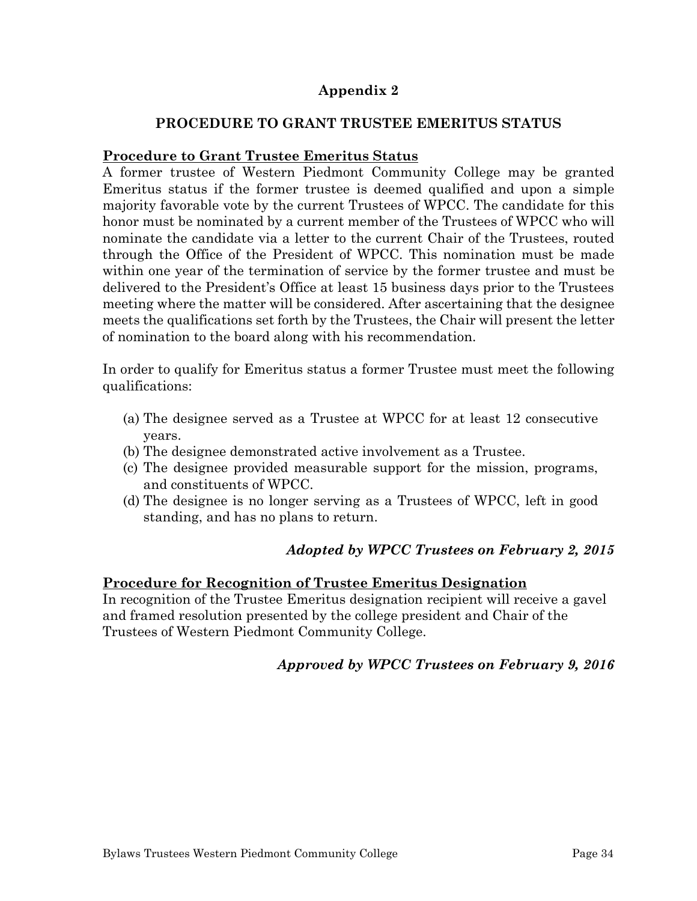# Appendix 2

## PROCEDURE TO GRANT TRUSTEE EMERITUS STATUS

### Procedure to Grant Trustee Emeritus Status

A former trustee of Western Piedmont Community College may be granted Emeritus status if the former trustee is deemed qualified and upon a simple majority favorable vote by the current Trustees of WPCC. The candidate for this honor must be nominated by a current member of the Trustees of WPCC who will nominate the candidate via a letter to the current Chair of the Trustees, routed through the Office of the President of WPCC. This nomination must be made within one year of the termination of service by the former trustee and must be delivered to the President's Office at least 15 business days prior to the Trustees meeting where the matter will be considered. After ascertaining that the designee meets the qualifications set forth by the Trustees, the Chair will present the letter of nomination to the board along with his recommendation.

In order to qualify for Emeritus status a former Trustee must meet the following qualifications:

(a) The designee served as a Trustee at WPCC for at least 12 consecutive years.
(b) The designee demonstrated active involvement as a Trustee.
(c) The designee provided measurable support for the mission, programs, and constituents of WPCC.
(d) The designee is no longer serving as a Trustees of WPCC, left in good standing, and has no plans to return.

***Adopted by WPCC Trustees on February 2, 2015***

### Procedure for Recognition of Trustee Emeritus Designation

In recognition of the Trustee Emeritus designation recipient will receive a gavel and framed resolution presented by the college president and Chair of the Trustees of Western Piedmont Community College.

***Approved by WPCC Trustees on February 9, 2016***